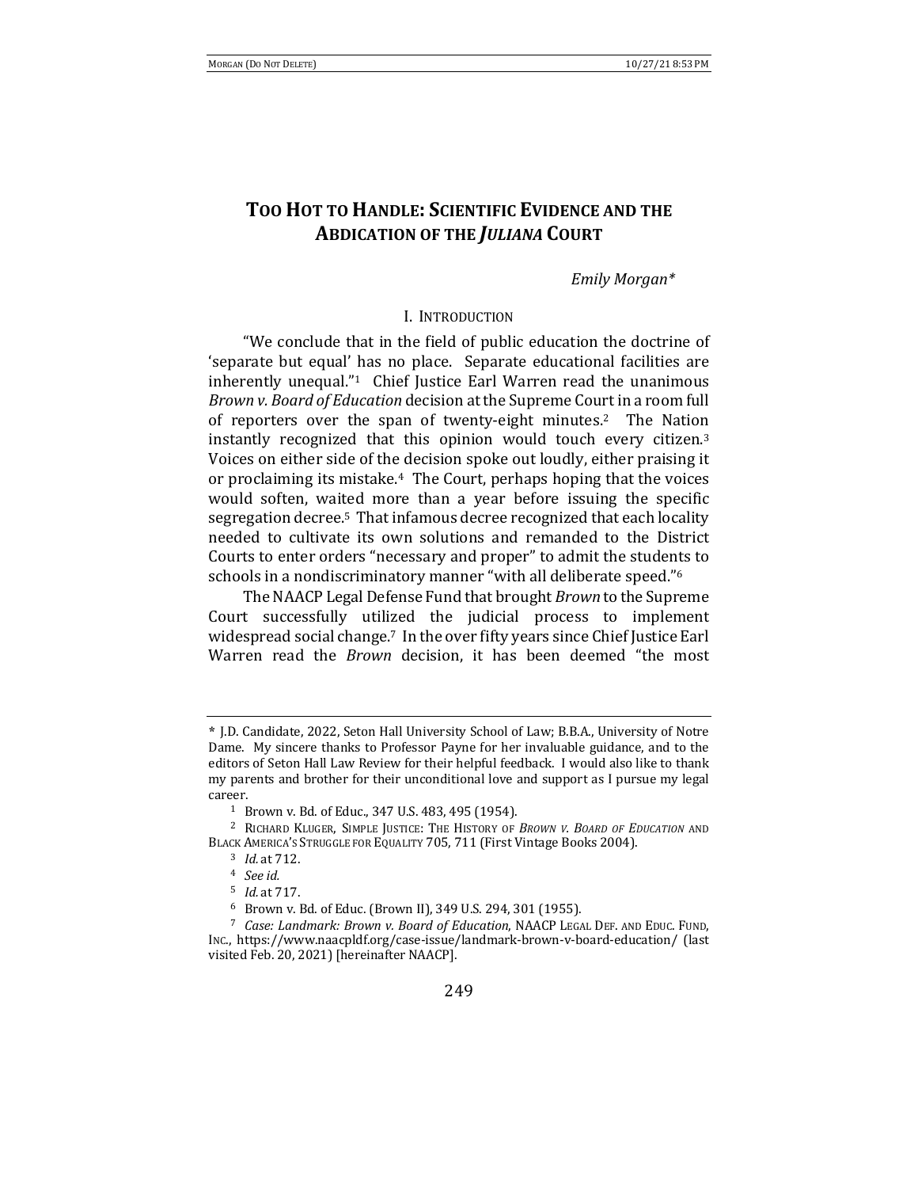# TOO HOT TO HANDLE: SCIENTIFIC EVIDENCE AND THE ABDICATION OF THE *JULIANA* COURT

*Emily Morgan**

## I. INTRODUCTION

"We conclude that in the field of public education the doctrine of 'separate but equal' has no place. Separate educational facilities are inherently unequal."[1] Chief Justice Earl Warren read the unanimous *Brown v. Board of Education* decision at the Supreme Court in a room full of reporters over the span of twenty-eight minutes.[2] The Nation instantly recognized that this opinion would touch every citizen.[3] Voices on either side of the decision spoke out loudly, either praising it or proclaiming its mistake.[4] The Court, perhaps hoping that the voices would soften, waited more than a year before issuing the specific segregation decree.[5] That infamous decree recognized that each locality needed to cultivate its own solutions and remanded to the District Courts to enter orders "necessary and proper" to admit the students to schools in a nondiscriminatory manner "with all deliberate speed."[6]

The NAACP Legal Defense Fund that brought *Brown* to the Supreme Court successfully utilized the judicial process to implement widespread social change.[7] In the over fifty years since Chief Justice Earl Warren read the *Brown* decision, it has been deemed "the most

---

\* J.D. Candidate, 2022, Seton Hall University School of Law; B.B.A., University of Notre Dame. My sincere thanks to Professor Payne for her invaluable guidance, and to the editors of Seton Hall Law Review for their helpful feedback. I would also like to thank my parents and brother for their unconditional love and support as I pursue my legal career.

[1] Brown v. Bd. of Educ., 347 U.S. 483, 495 (1954).

[2] RICHARD KLUGER, SIMPLE JUSTICE: THE HISTORY OF *BROWN V. BOARD OF EDUCATION* AND BLACK AMERICA'S STRUGGLE FOR EQUALITY 705, 711 (First Vintage Books 2004).

[3] *Id.* at 712.

[4] *See id.*

[5] *Id.* at 717.

[6] Brown v. Bd. of Educ. (Brown II), 349 U.S. 294, 301 (1955).

[7] *Case: Landmark: Brown v. Board of Education*, NAACP LEGAL DEF. AND EDUC. FUND, INC., https://www.naacpldf.org/case-issue/landmark-brown-v-board-education/ (last visited Feb. 20, 2021) [hereinafter NAACP].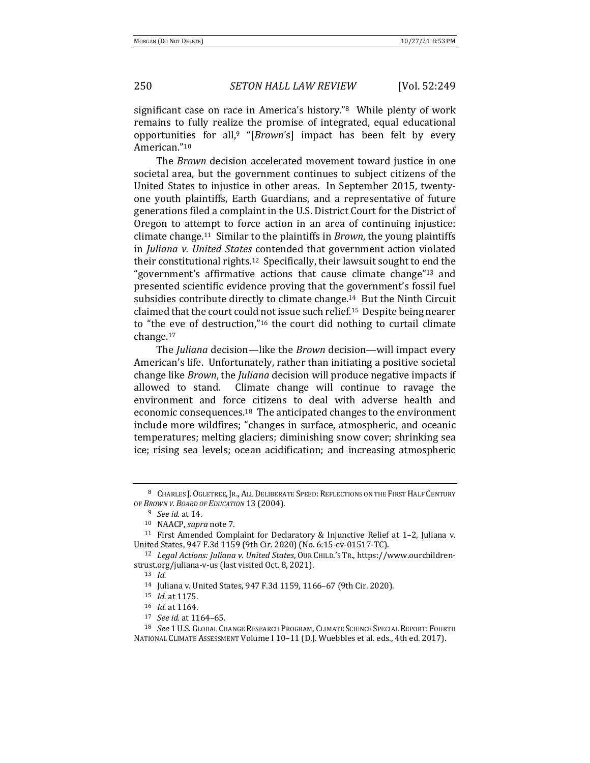significant case on race in America's history."[8] While plenty of work remains to fully realize the promise of integrated, equal educational opportunities for all,[9] "[*Brown*'s] impact has been felt by every American."[10]

The *Brown* decision accelerated movement toward justice in one societal area, but the government continues to subject citizens of the United States to injustice in other areas. In September 2015, twenty-one youth plaintiffs, Earth Guardians, and a representative of future generations filed a complaint in the U.S. District Court for the District of Oregon to attempt to force action in an area of continuing injustice: climate change.[11] Similar to the plaintiffs in *Brown*, the young plaintiffs in *Juliana v. United States* contended that government action violated their constitutional rights.[12] Specifically, their lawsuit sought to end the "government's affirmative actions that cause climate change"[13] and presented scientific evidence proving that the government's fossil fuel subsidies contribute directly to climate change.[14] But the Ninth Circuit claimed that the court could not issue such relief.[15] Despite being nearer to "the eve of destruction,"[16] the court did nothing to curtail climate change.[17]

The *Juliana* decision—like the *Brown* decision—will impact every American's life. Unfortunately, rather than initiating a positive societal change like *Brown*, the *Juliana* decision will produce negative impacts if allowed to stand. Climate change will continue to ravage the environment and force citizens to deal with adverse health and economic consequences.[18] The anticipated changes to the environment include more wildfires; "changes in surface, atmospheric, and oceanic temperatures; melting glaciers; diminishing snow cover; shrinking sea ice; rising sea levels; ocean acidification; and increasing atmospheric

---

[8] CHARLES J. OGLETREE, JR., ALL DELIBERATE SPEED: REFLECTIONS ON THE FIRST HALF CENTURY OF *BROWN V. BOARD OF EDUCATION* 13 (2004).

[9] *See id.* at 14.

[10] NAACP, *supra* note 7.

[11] First Amended Complaint for Declaratory & Injunctive Relief at 1–2, Juliana v. United States, 947 F.3d 1159 (9th Cir. 2020) (No. 6:15-cv-01517-TC).

[12] *Legal Actions: Juliana v. United States*, OUR CHILD.'S TR., https://www.ourchildrenstrust.org/juliana-v-us (last visited Oct. 8, 2021).

[13] *Id.*

[14] Juliana v. United States, 947 F.3d 1159, 1166–67 (9th Cir. 2020).

[15] *Id.* at 1175.

[16] *Id.* at 1164.

[17] *See id.* at 1164–65.

[18] *See* 1 U.S. GLOBAL CHANGE RESEARCH PROGRAM, CLIMATE SCIENCE SPECIAL REPORT: FOURTH NATIONAL CLIMATE ASSESSMENT Volume I 10–11 (D.J. Wuebbles et al. eds., 4th ed. 2017).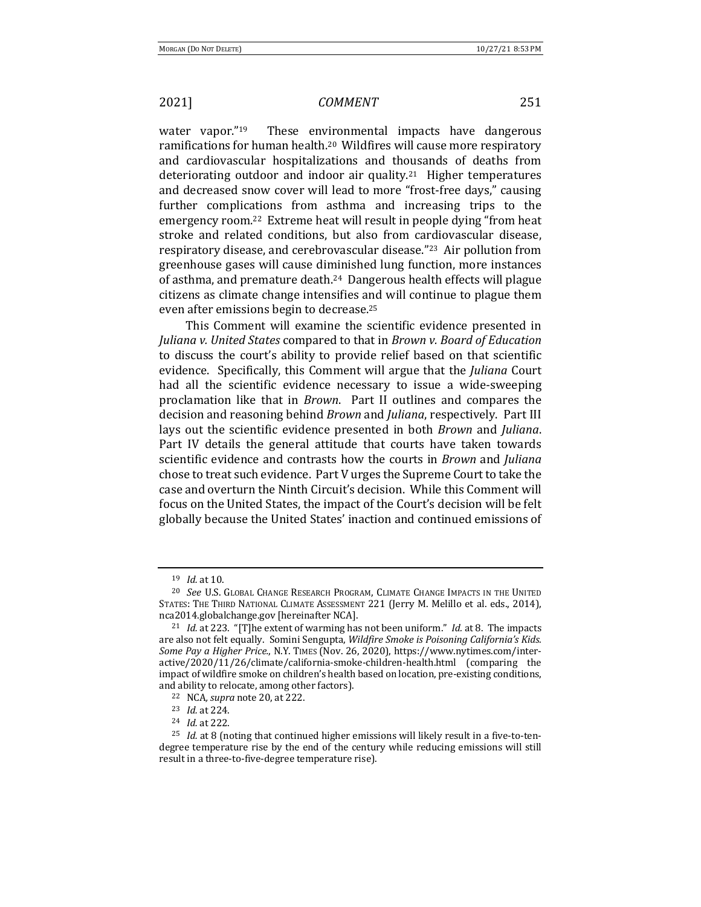water vapor."[19] These environmental impacts have dangerous ramifications for human health.[20] Wildfires will cause more respiratory and cardiovascular hospitalizations and thousands of deaths from deteriorating outdoor and indoor air quality.[21] Higher temperatures and decreased snow cover will lead to more "frost-free days," causing further complications from asthma and increasing trips to the emergency room.[22] Extreme heat will result in people dying "from heat stroke and related conditions, but also from cardiovascular disease, respiratory disease, and cerebrovascular disease."[23] Air pollution from greenhouse gases will cause diminished lung function, more instances of asthma, and premature death.[24] Dangerous health effects will plague citizens as climate change intensifies and will continue to plague them even after emissions begin to decrease.[25]

This Comment will examine the scientific evidence presented in *Juliana v. United States* compared to that in *Brown v. Board of Education* to discuss the court's ability to provide relief based on that scientific evidence. Specifically, this Comment will argue that the *Juliana* Court had all the scientific evidence necessary to issue a wide-sweeping proclamation like that in *Brown*. Part II outlines and compares the decision and reasoning behind *Brown* and *Juliana*, respectively. Part III lays out the scientific evidence presented in both *Brown* and *Juliana*. Part IV details the general attitude that courts have taken towards scientific evidence and contrasts how the courts in *Brown* and *Juliana* chose to treat such evidence. Part V urges the Supreme Court to take the case and overturn the Ninth Circuit's decision. While this Comment will focus on the United States, the impact of the Court's decision will be felt globally because the United States' inaction and continued emissions of

---

[19] *Id.* at 10.

[20] *See* U.S. GLOBAL CHANGE RESEARCH PROGRAM, CLIMATE CHANGE IMPACTS IN THE UNITED STATES: THE THIRD NATIONAL CLIMATE ASSESSMENT 221 (Jerry M. Melillo et al. eds., 2014), nca2014.globalchange.gov [hereinafter NCA].

[21] *Id.* at 223. "[T]he extent of warming has not been uniform." *Id.* at 8. The impacts are also not felt equally. Somini Sengupta, *Wildfire Smoke is Poisoning California's Kids. Some Pay a Higher Price.*, N.Y. TIMES (Nov. 26, 2020), https://www.nytimes.com/interactive/2020/11/26/climate/california-smoke-children-health.html (comparing the impact of wildfire smoke on children's health based on location, pre-existing conditions, and ability to relocate, among other factors).

[22] NCA, *supra* note 20, at 222.

[23] *Id.* at 224.

[24] *Id.* at 222.

[25] *Id.* at 8 (noting that continued higher emissions will likely result in a five-to-ten-degree temperature rise by the end of the century while reducing emissions will still result in a three-to-five-degree temperature rise).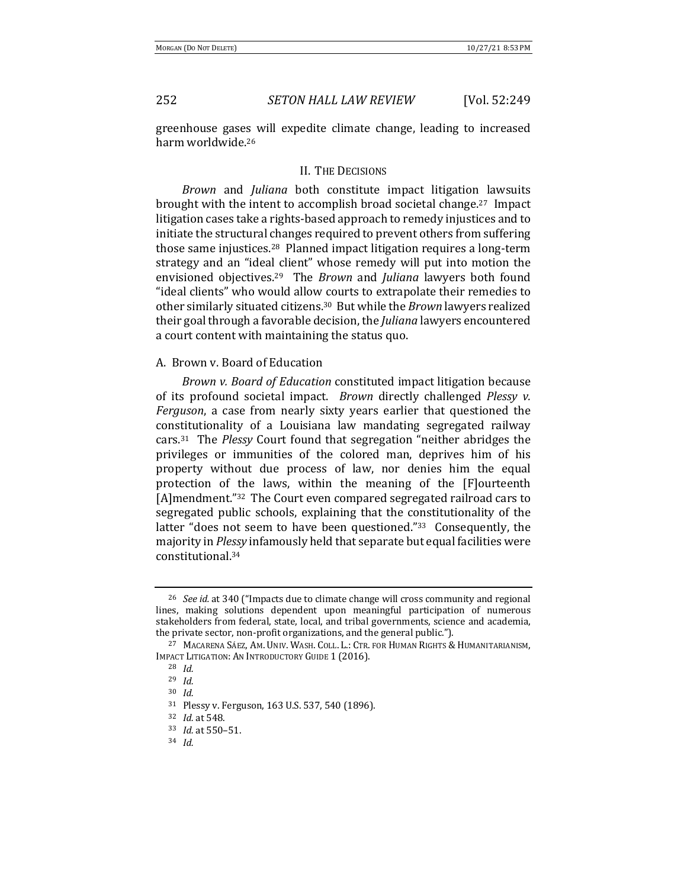greenhouse gases will expedite climate change, leading to increased harm worldwide.[26]

## II. The Decisions

*Brown* and *Juliana* both constitute impact litigation lawsuits brought with the intent to accomplish broad societal change.[27] Impact litigation cases take a rights-based approach to remedy injustices and to initiate the structural changes required to prevent others from suffering those same injustices.[28] Planned impact litigation requires a long-term strategy and an "ideal client" whose remedy will put into motion the envisioned objectives.[29] The *Brown* and *Juliana* lawyers both found "ideal clients" who would allow courts to extrapolate their remedies to other similarly situated citizens.[30] But while the *Brown* lawyers realized their goal through a favorable decision, the *Juliana* lawyers encountered a court content with maintaining the status quo.

### A. Brown v. Board of Education

*Brown v. Board of Education* constituted impact litigation because of its profound societal impact. *Brown* directly challenged *Plessy v. Ferguson*, a case from nearly sixty years earlier that questioned the constitutionality of a Louisiana law mandating segregated railway cars.[31] The *Plessy* Court found that segregation "neither abridges the privileges or immunities of the colored man, deprives him of his property without due process of law, nor denies him the equal protection of the laws, within the meaning of the [F]ourteenth [A]mendment."[32] The Court even compared segregated railroad cars to segregated public schools, explaining that the constitutionality of the latter "does not seem to have been questioned."[33] Consequently, the majority in *Plessy* infamously held that separate but equal facilities were constitutional.[34]

---

[26] *See id.* at 340 ("Impacts due to climate change will cross community and regional lines, making solutions dependent upon meaningful participation of numerous stakeholders from federal, state, local, and tribal governments, science and academia, the private sector, non-profit organizations, and the general public.").

[27] Macarena Sáez, Am. Univ. Wash. Coll. L.: Ctr. for Human Rights & Humanitarianism, Impact Litigation: An Introductory Guide 1 (2016).

[28] *Id.*

[29] *Id.*

[30] *Id.*

[31] Plessy v. Ferguson, 163 U.S. 537, 540 (1896).

[32] *Id.* at 548.

[33] *Id.* at 550–51.

[34] *Id.*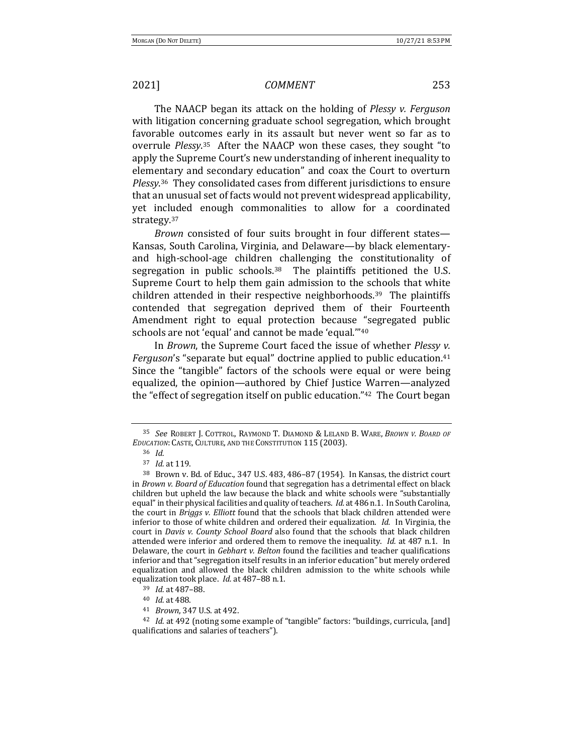The NAACP began its attack on the holding of *Plessy v. Ferguson* with litigation concerning graduate school segregation, which brought favorable outcomes early in its assault but never went so far as to overrule *Plessy*.[35] After the NAACP won these cases, they sought "to apply the Supreme Court's new understanding of inherent inequality to elementary and secondary education" and coax the Court to overturn *Plessy*.[36] They consolidated cases from different jurisdictions to ensure that an unusual set of facts would not prevent widespread applicability, yet included enough commonalities to allow for a coordinated strategy.[37]

*Brown* consisted of four suits brought in four different states—Kansas, South Carolina, Virginia, and Delaware—by black elementary- and high-school-age children challenging the constitutionality of segregation in public schools.[38] The plaintiffs petitioned the U.S. Supreme Court to help them gain admission to the schools that white children attended in their respective neighborhoods.[39] The plaintiffs contended that segregation deprived them of their Fourteenth Amendment right to equal protection because "segregated public schools are not 'equal' and cannot be made 'equal.'"[40]

In *Brown*, the Supreme Court faced the issue of whether *Plessy v. Ferguson*'s "separate but equal" doctrine applied to public education.[41] Since the "tangible" factors of the schools were equal or were being equalized, the opinion—authored by Chief Justice Warren—analyzed the "effect of segregation itself on public education."[42] The Court began

---

[35] *See* ROBERT J. COTTROL, RAYMOND T. DIAMOND & LELAND B. WARE, *BROWN V. BOARD OF EDUCATION*: CASTE, CULTURE, AND THE CONSTITUTION 115 (2003).

[36] *Id.*

[37] *Id.* at 119.

[38] Brown v. Bd. of Educ., 347 U.S. 483, 486–87 (1954). In Kansas, the district court in *Brown v. Board of Education* found that segregation has a detrimental effect on black children but upheld the law because the black and white schools were "substantially equal" in their physical facilities and quality of teachers. *Id.* at 486 n.1. In South Carolina, the court in *Briggs v. Elliott* found that the schools that black children attended were inferior to those of white children and ordered their equalization. *Id.* In Virginia, the court in *Davis v. County School Board* also found that the schools that black children attended were inferior and ordered them to remove the inequality. *Id.* at 487 n.1. In Delaware, the court in *Gebhart v. Belton* found the facilities and teacher qualifications inferior and that "segregation itself results in an inferior education" but merely ordered equalization and allowed the black children admission to the white schools while equalization took place. *Id.* at 487–88 n.1.

[39] *Id.* at 487–88.

[40] *Id.* at 488.

[41] *Brown*, 347 U.S. at 492.

[42] *Id.* at 492 (noting some example of "tangible" factors: "buildings, curricula, [and] qualifications and salaries of teachers").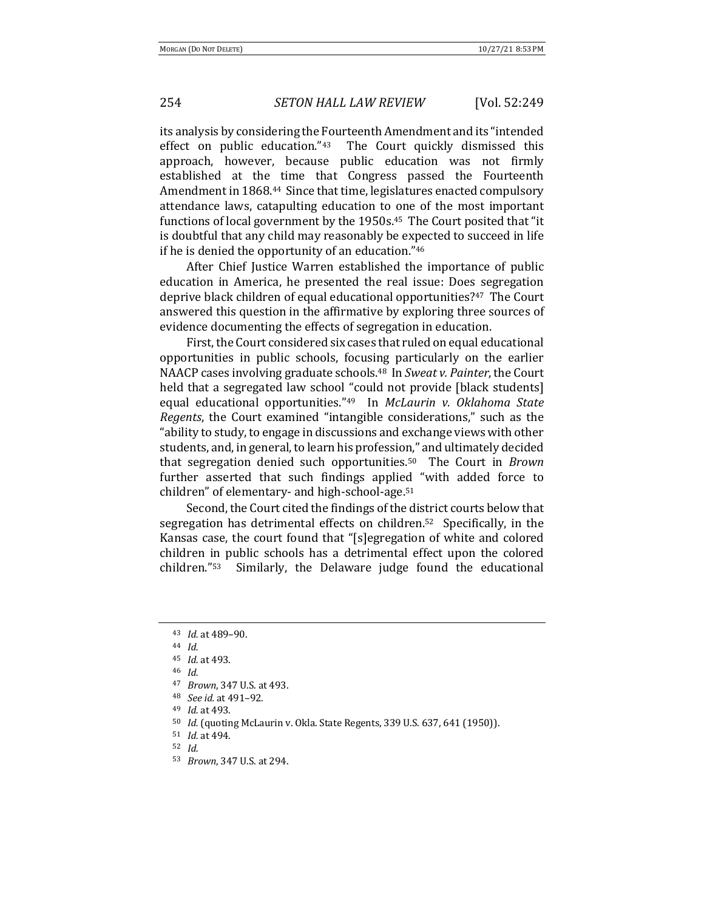its analysis by considering the Fourteenth Amendment and its "intended effect on public education."[43] The Court quickly dismissed this approach, however, because public education was not firmly established at the time that Congress passed the Fourteenth Amendment in 1868.[44] Since that time, legislatures enacted compulsory attendance laws, catapulting education to one of the most important functions of local government by the 1950s.[45] The Court posited that "it is doubtful that any child may reasonably be expected to succeed in life if he is denied the opportunity of an education."[46]

After Chief Justice Warren established the importance of public education in America, he presented the real issue: Does segregation deprive black children of equal educational opportunities?[47] The Court answered this question in the affirmative by exploring three sources of evidence documenting the effects of segregation in education.

First, the Court considered six cases that ruled on equal educational opportunities in public schools, focusing particularly on the earlier NAACP cases involving graduate schools.[48] In *Sweat v. Painter*, the Court held that a segregated law school "could not provide [black students] equal educational opportunities."[49] In *McLaurin v. Oklahoma State Regents*, the Court examined "intangible considerations," such as the "ability to study, to engage in discussions and exchange views with other students, and, in general, to learn his profession," and ultimately decided that segregation denied such opportunities.[50] The Court in *Brown* further asserted that such findings applied "with added force to children" of elementary- and high-school-age.[51]

Second, the Court cited the findings of the district courts below that segregation has detrimental effects on children.[52] Specifically, in the Kansas case, the court found that "[s]egregation of white and colored children in public schools has a detrimental effect upon the colored children."[53] Similarly, the Delaware judge found the educational

---

43 *Id.* at 489–90.

44 *Id.*

45 *Id.* at 493.

46 *Id.*

47 *Brown*, 347 U.S. at 493.

48 *See id.* at 491–92.

49 *Id.* at 493.

50 *Id.* (quoting McLaurin v. Okla. State Regents, 339 U.S. 637, 641 (1950)).

51 *Id.* at 494.

52 *Id.*

53 *Brown*, 347 U.S. at 294.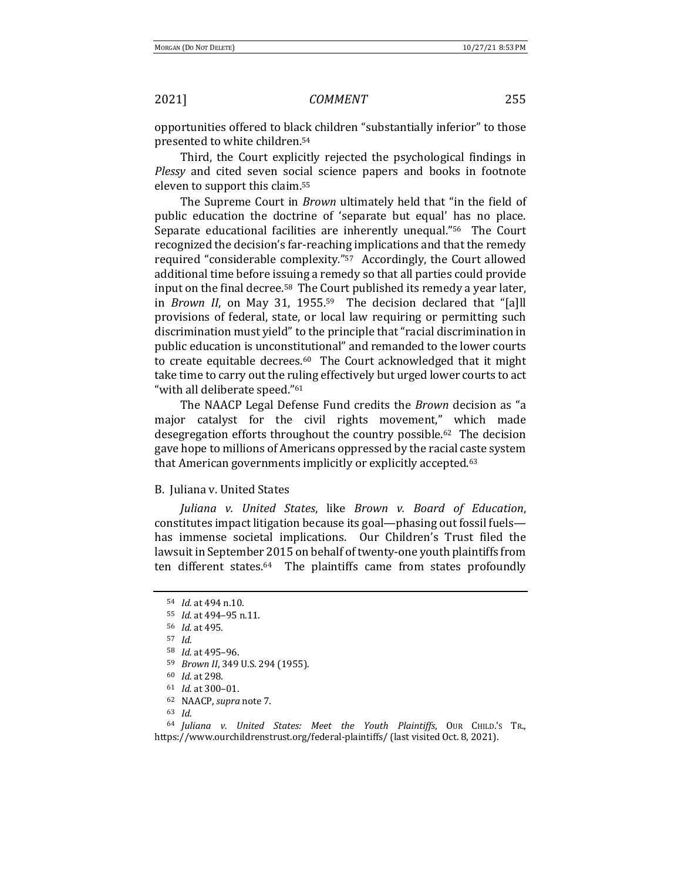opportunities offered to black children "substantially inferior" to those presented to white children.[54]

Third, the Court explicitly rejected the psychological findings in *Plessy* and cited seven social science papers and books in footnote eleven to support this claim.[55]

The Supreme Court in *Brown* ultimately held that "in the field of public education the doctrine of 'separate but equal' has no place. Separate educational facilities are inherently unequal."[56] The Court recognized the decision's far-reaching implications and that the remedy required "considerable complexity."[57] Accordingly, the Court allowed additional time before issuing a remedy so that all parties could provide input on the final decree.[58] The Court published its remedy a year later, in *Brown II*, on May 31, 1955.[59] The decision declared that "[a]ll provisions of federal, state, or local law requiring or permitting such discrimination must yield" to the principle that "racial discrimination in public education is unconstitutional" and remanded to the lower courts to create equitable decrees.[60] The Court acknowledged that it might take time to carry out the ruling effectively but urged lower courts to act "with all deliberate speed."[61]

The NAACP Legal Defense Fund credits the *Brown* decision as "a major catalyst for the civil rights movement," which made desegregation efforts throughout the country possible.[62] The decision gave hope to millions of Americans oppressed by the racial caste system that American governments implicitly or explicitly accepted.[63]

### B. Juliana v. United States

*Juliana v. United States*, like *Brown v. Board of Education*, constitutes impact litigation because its goal—phasing out fossil fuels—has immense societal implications. Our Children's Trust filed the lawsuit in September 2015 on behalf of twenty-one youth plaintiffs from ten different states.[64] The plaintiffs came from states profoundly

---

[54] *Id.* at 494 n.10.

[55] *Id.* at 494–95 n.11.

[56] *Id.* at 495.

[57] *Id.*

[58] *Id.* at 495–96.

[59] *Brown II*, 349 U.S. 294 (1955).

[60] *Id.* at 298.

[61] *Id.* at 300–01.

[62] NAACP, *supra* note 7.

[63] *Id.*

[64] *Juliana v. United States: Meet the Youth Plaintiffs*, OUR CHILD.'S TR., https://www.ourchildrenstrust.org/federal-plaintiffs/ (last visited Oct. 8, 2021).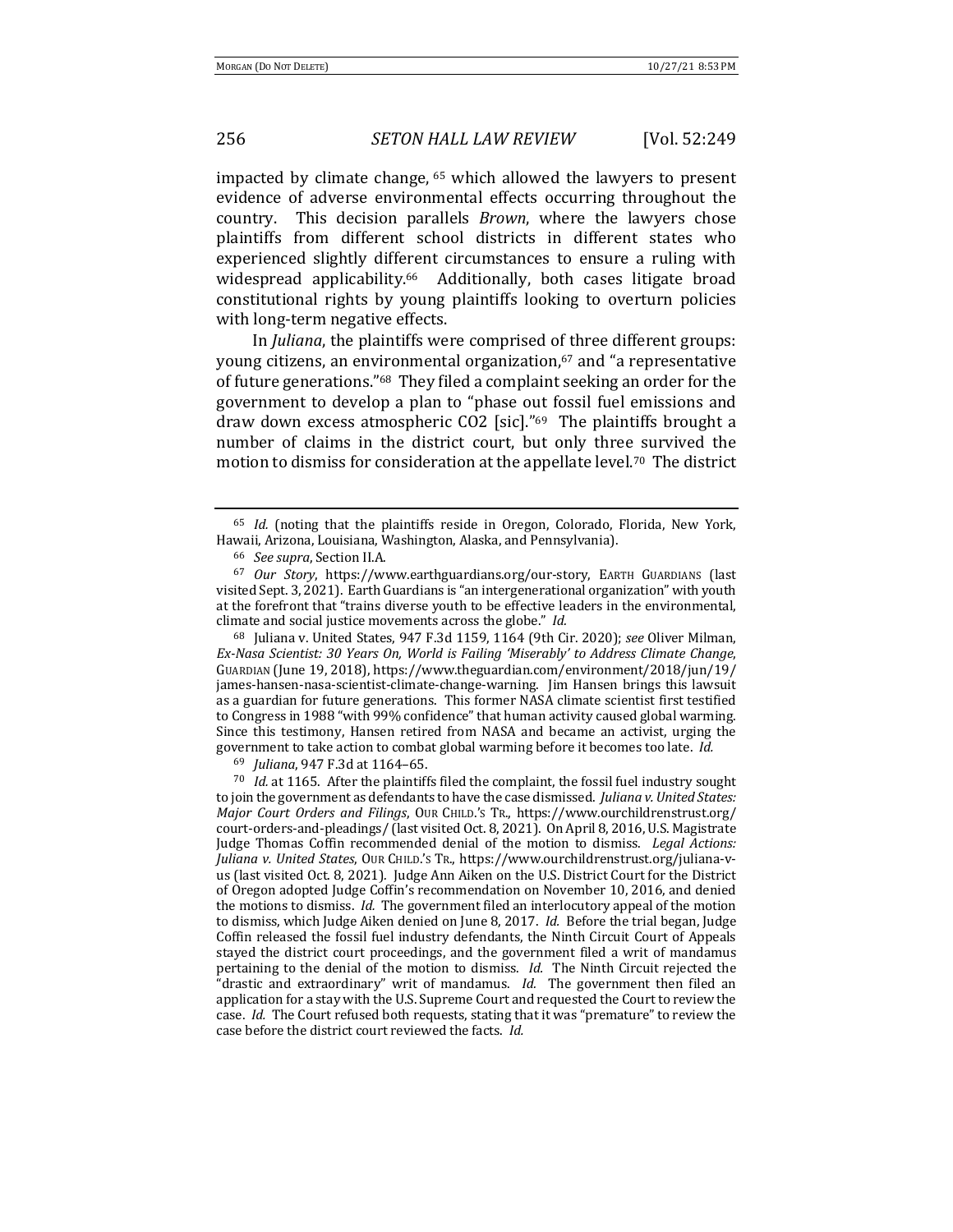impacted by climate change, [65] which allowed the lawyers to present evidence of adverse environmental effects occurring throughout the country. This decision parallels *Brown*, where the lawyers chose plaintiffs from different school districts in different states who experienced slightly different circumstances to ensure a ruling with widespread applicability.[66] Additionally, both cases litigate broad constitutional rights by young plaintiffs looking to overturn policies with long-term negative effects.

In *Juliana*, the plaintiffs were comprised of three different groups: young citizens, an environmental organization,[67] and "a representative of future generations."[68] They filed a complaint seeking an order for the government to develop a plan to "phase out fossil fuel emissions and draw down excess atmospheric CO2 [sic]."[69] The plaintiffs brought a number of claims in the district court, but only three survived the motion to dismiss for consideration at the appellate level.[70] The district

---

[65] *Id.* (noting that the plaintiffs reside in Oregon, Colorado, Florida, New York, Hawaii, Arizona, Louisiana, Washington, Alaska, and Pennsylvania).

[66] *See supra*, Section II.A.

[67] *Our Story*, https://www.earthguardians.org/our-story, EARTH GUARDIANS (last visited Sept. 3, 2021). Earth Guardians is "an intergenerational organization" with youth at the forefront that "trains diverse youth to be effective leaders in the environmental, climate and social justice movements across the globe." *Id.*

[68] Juliana v. United States, 947 F.3d 1159, 1164 (9th Cir. 2020); *see* Oliver Milman, *Ex-Nasa Scientist: 30 Years On, World is Failing 'Miserably' to Address Climate Change*, GUARDIAN (June 19, 2018), https://www.theguardian.com/environment/2018/jun/19/james-hansen-nasa-scientist-climate-change-warning. Jim Hansen brings this lawsuit as a guardian for future generations. This former NASA climate scientist first testified to Congress in 1988 "with 99% confidence" that human activity caused global warming. Since this testimony, Hansen retired from NASA and became an activist, urging the government to take action to combat global warming before it becomes too late. *Id.*

[69] *Juliana*, 947 F.3d at 1164–65.

[70] *Id.* at 1165. After the plaintiffs filed the complaint, the fossil fuel industry sought to join the government as defendants to have the case dismissed. *Juliana v. United States: Major Court Orders and Filings*, OUR CHILD.'S TR., https://www.ourchildrenstrust.org/court-orders-and-pleadings/ (last visited Oct. 8, 2021). On April 8, 2016, U.S. Magistrate Judge Thomas Coffin recommended denial of the motion to dismiss. *Legal Actions: Juliana v. United States*, OUR CHILD.'S TR., https://www.ourchildrenstrust.org/juliana-v-us (last visited Oct. 8, 2021). Judge Ann Aiken on the U.S. District Court for the District of Oregon adopted Judge Coffin's recommendation on November 10, 2016, and denied the motions to dismiss. *Id.* The government filed an interlocutory appeal of the motion to dismiss, which Judge Aiken denied on June 8, 2017. *Id.* Before the trial began, Judge Coffin released the fossil fuel industry defendants, the Ninth Circuit Court of Appeals stayed the district court proceedings, and the government filed a writ of mandamus pertaining to the denial of the motion to dismiss. *Id.* The Ninth Circuit rejected the "drastic and extraordinary" writ of mandamus. *Id.* The government then filed an application for a stay with the U.S. Supreme Court and requested the Court to review the case. *Id.* The Court refused both requests, stating that it was "premature" to review the case before the district court reviewed the facts. *Id.*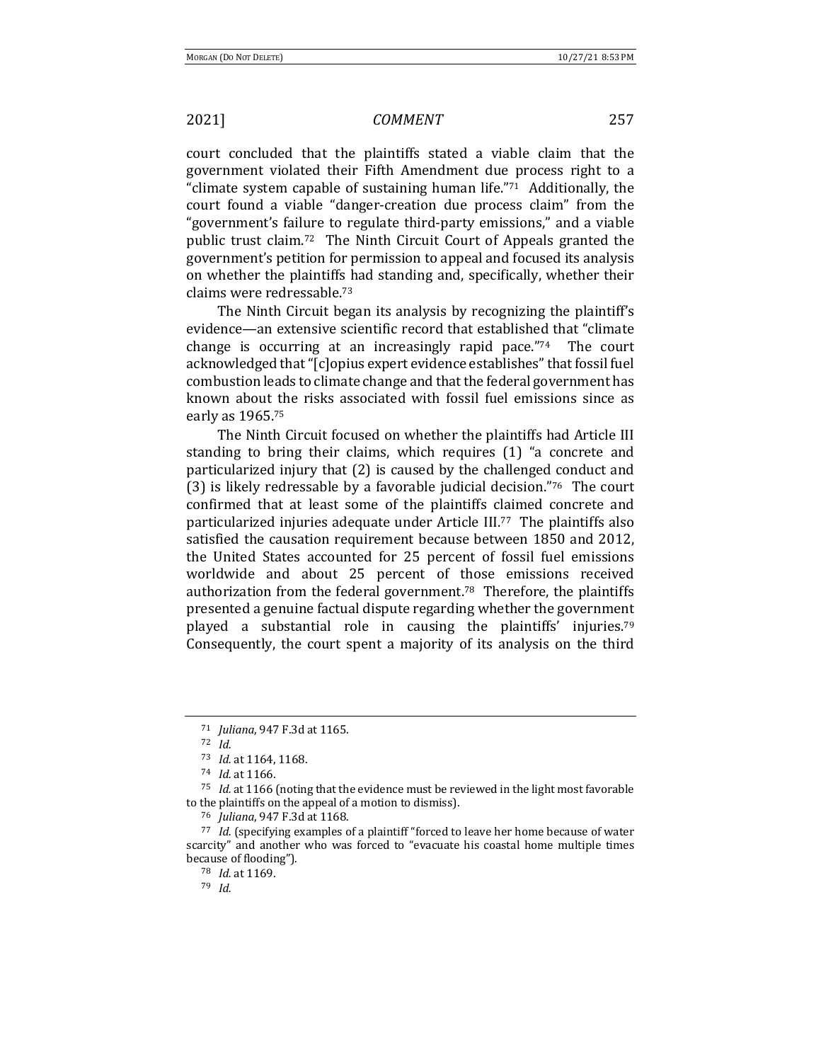court concluded that the plaintiffs stated a viable claim that the government violated their Fifth Amendment due process right to a "climate system capable of sustaining human life."[71] Additionally, the court found a viable "danger-creation due process claim" from the "government's failure to regulate third-party emissions," and a viable public trust claim.[72] The Ninth Circuit Court of Appeals granted the government's petition for permission to appeal and focused its analysis on whether the plaintiffs had standing and, specifically, whether their claims were redressable.[73]

The Ninth Circuit began its analysis by recognizing the plaintiff's evidence—an extensive scientific record that established that "climate change is occurring at an increasingly rapid pace."[74] The court acknowledged that "[c]opius expert evidence establishes" that fossil fuel combustion leads to climate change and that the federal government has known about the risks associated with fossil fuel emissions since as early as 1965.[75]

The Ninth Circuit focused on whether the plaintiffs had Article III standing to bring their claims, which requires (1) "a concrete and particularized injury that (2) is caused by the challenged conduct and (3) is likely redressable by a favorable judicial decision."[76] The court confirmed that at least some of the plaintiffs claimed concrete and particularized injuries adequate under Article III.[77] The plaintiffs also satisfied the causation requirement because between 1850 and 2012, the United States accounted for 25 percent of fossil fuel emissions worldwide and about 25 percent of those emissions received authorization from the federal government.[78] Therefore, the plaintiffs presented a genuine factual dispute regarding whether the government played a substantial role in causing the plaintiffs' injuries.[79] Consequently, the court spent a majority of its analysis on the third

---

[71] *Juliana*, 947 F.3d at 1165.

[72] *Id.*

[73] *Id.* at 1164, 1168.

[74] *Id.* at 1166.

[75] *Id.* at 1166 (noting that the evidence must be reviewed in the light most favorable to the plaintiffs on the appeal of a motion to dismiss).

[76] *Juliana*, 947 F.3d at 1168.

[77] *Id.* (specifying examples of a plaintiff "forced to leave her home because of water scarcity" and another who was forced to "evacuate his coastal home multiple times because of flooding").

[78] *Id.* at 1169.

[79] *Id.*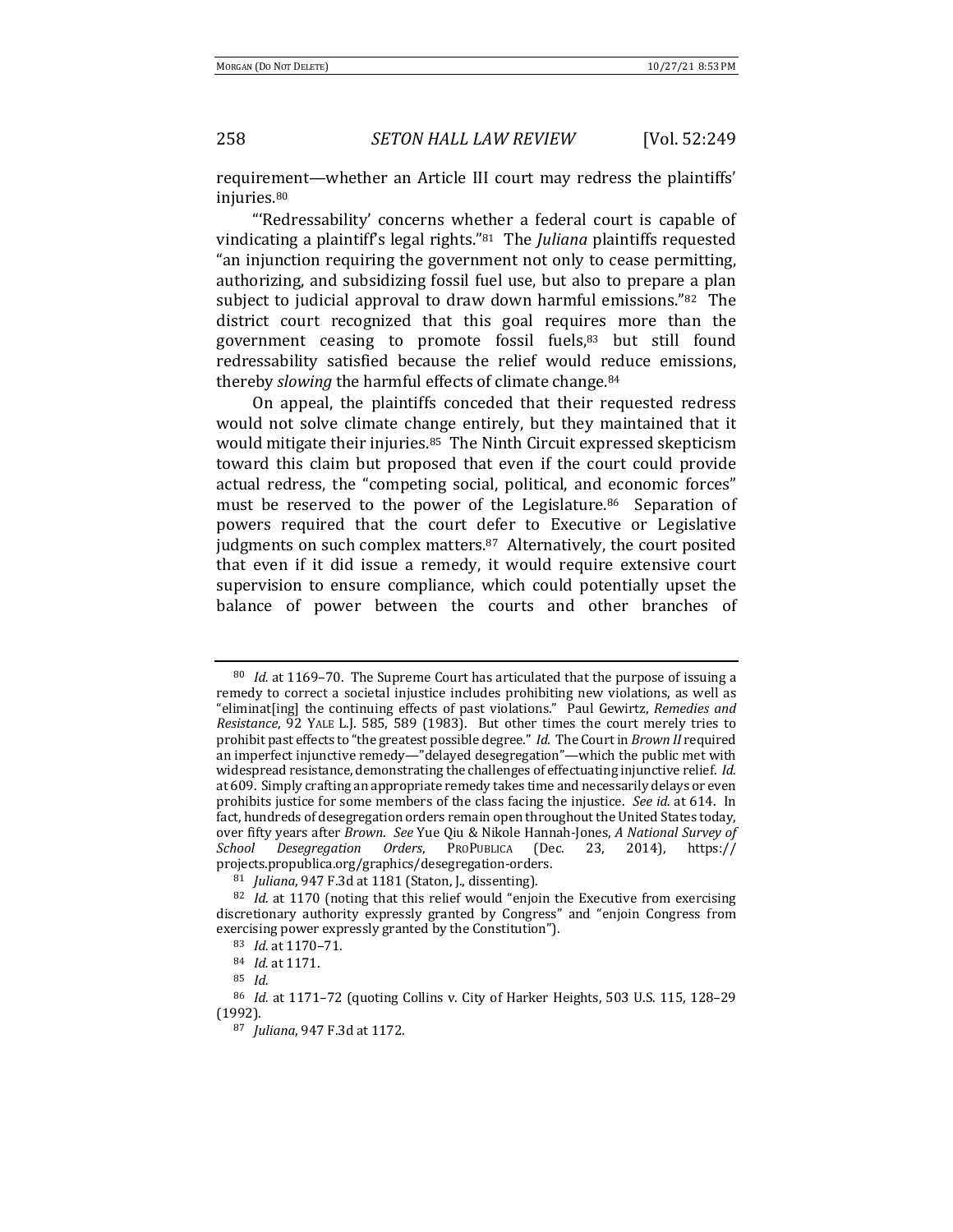requirement—whether an Article III court may redress the plaintiffs' injuries.[80]

"'Redressability' concerns whether a federal court is capable of vindicating a plaintiff's legal rights."[81] The *Juliana* plaintiffs requested "an injunction requiring the government not only to cease permitting, authorizing, and subsidizing fossil fuel use, but also to prepare a plan subject to judicial approval to draw down harmful emissions."[82] The district court recognized that this goal requires more than the government ceasing to promote fossil fuels,[83] but still found redressability satisfied because the relief would reduce emissions, thereby *slowing* the harmful effects of climate change.[84]

On appeal, the plaintiffs conceded that their requested redress would not solve climate change entirely, but they maintained that it would mitigate their injuries.[85] The Ninth Circuit expressed skepticism toward this claim but proposed that even if the court could provide actual redress, the "competing social, political, and economic forces" must be reserved to the power of the Legislature.[86] Separation of powers required that the court defer to Executive or Legislative judgments on such complex matters.[87] Alternatively, the court posited that even if it did issue a remedy, it would require extensive court supervision to ensure compliance, which could potentially upset the balance of power between the courts and other branches of

---

[80] *Id.* at 1169–70. The Supreme Court has articulated that the purpose of issuing a remedy to correct a societal injustice includes prohibiting new violations, as well as "eliminat[ing] the continuing effects of past violations." Paul Gewirtz, *Remedies and Resistance*, 92 YALE L.J. 585, 589 (1983). But other times the court merely tries to prohibit past effects to "the greatest possible degree." *Id.* The Court in *Brown II* required an imperfect injunctive remedy—"delayed desegregation"—which the public met with widespread resistance, demonstrating the challenges of effectuating injunctive relief. *Id.* at 609. Simply crafting an appropriate remedy takes time and necessarily delays or even prohibits justice for some members of the class facing the injustice. *See id.* at 614. In fact, hundreds of desegregation orders remain open throughout the United States today, over fifty years after *Brown*. *See* Yue Qiu & Nikole Hannah-Jones, *A National Survey of School Desegregation Orders*, PROPUBLICA (Dec. 23, 2014), https://projects.propublica.org/graphics/desegregation-orders.

[81] *Juliana*, 947 F.3d at 1181 (Staton, J., dissenting).

[82] *Id.* at 1170 (noting that this relief would "enjoin the Executive from exercising discretionary authority expressly granted by Congress" and "enjoin Congress from exercising power expressly granted by the Constitution").

[83] *Id.* at 1170–71.

[84] *Id.* at 1171.

[85] *Id.*

[86] *Id.* at 1171–72 (quoting Collins v. City of Harker Heights, 503 U.S. 115, 128–29 (1992).

[87] *Juliana*, 947 F.3d at 1172.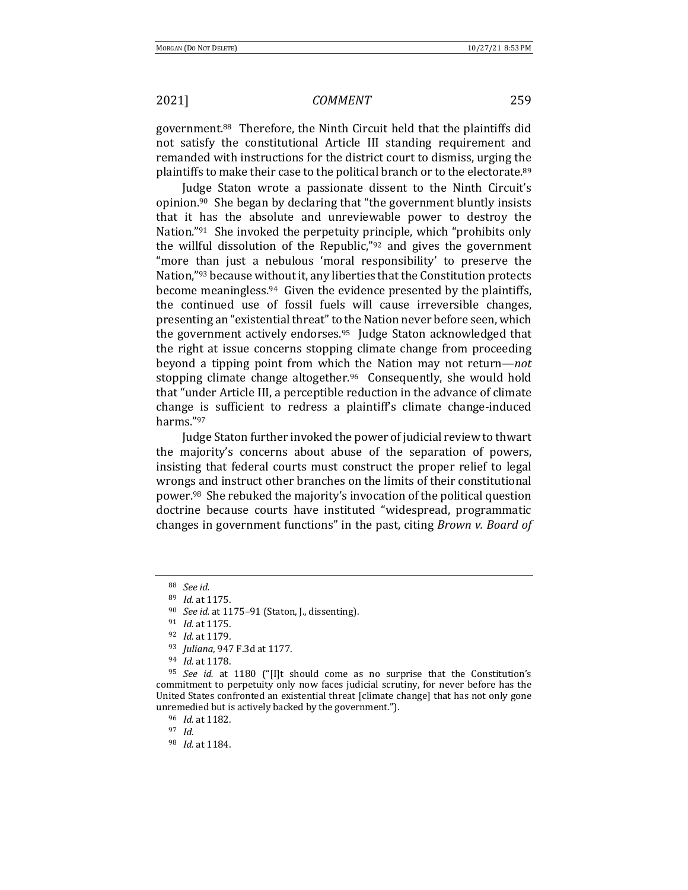government.[88] Therefore, the Ninth Circuit held that the plaintiffs did not satisfy the constitutional Article III standing requirement and remanded with instructions for the district court to dismiss, urging the plaintiffs to make their case to the political branch or to the electorate.[89]

Judge Staton wrote a passionate dissent to the Ninth Circuit's opinion.[90] She began by declaring that "the government bluntly insists that it has the absolute and unreviewable power to destroy the Nation."[91] She invoked the perpetuity principle, which "prohibits only the willful dissolution of the Republic,"[92] and gives the government "more than just a nebulous 'moral responsibility' to preserve the Nation,"[93] because without it, any liberties that the Constitution protects become meaningless.[94] Given the evidence presented by the plaintiffs, the continued use of fossil fuels will cause irreversible changes, presenting an "existential threat" to the Nation never before seen, which the government actively endorses.[95] Judge Staton acknowledged that the right at issue concerns stopping climate change from proceeding beyond a tipping point from which the Nation may not return—*not* stopping climate change altogether.[96] Consequently, she would hold that "under Article III, a perceptible reduction in the advance of climate change is sufficient to redress a plaintiff's climate change-induced harms."[97]

Judge Staton further invoked the power of judicial review to thwart the majority's concerns about abuse of the separation of powers, insisting that federal courts must construct the proper relief to legal wrongs and instruct other branches on the limits of their constitutional power.[98] She rebuked the majority's invocation of the political question doctrine because courts have instituted "widespread, programmatic changes in government functions" in the past, citing *Brown v. Board of*

---

[88] *See id.*

[89] *Id.* at 1175.

[90] *See id.* at 1175–91 (Staton, J., dissenting).

[91] *Id.* at 1175.

[92] *Id.* at 1179.

[93] *Juliana*, 947 F.3d at 1177.

[94] *Id.* at 1178.

[95] *See id.* at 1180 ("[I]t should come as no surprise that the Constitution's commitment to perpetuity only now faces judicial scrutiny, for never before has the United States confronted an existential threat [climate change] that has not only gone unremedied but is actively backed by the government.").

[96] *Id.* at 1182.

[97] *Id.*

[98] *Id.* at 1184.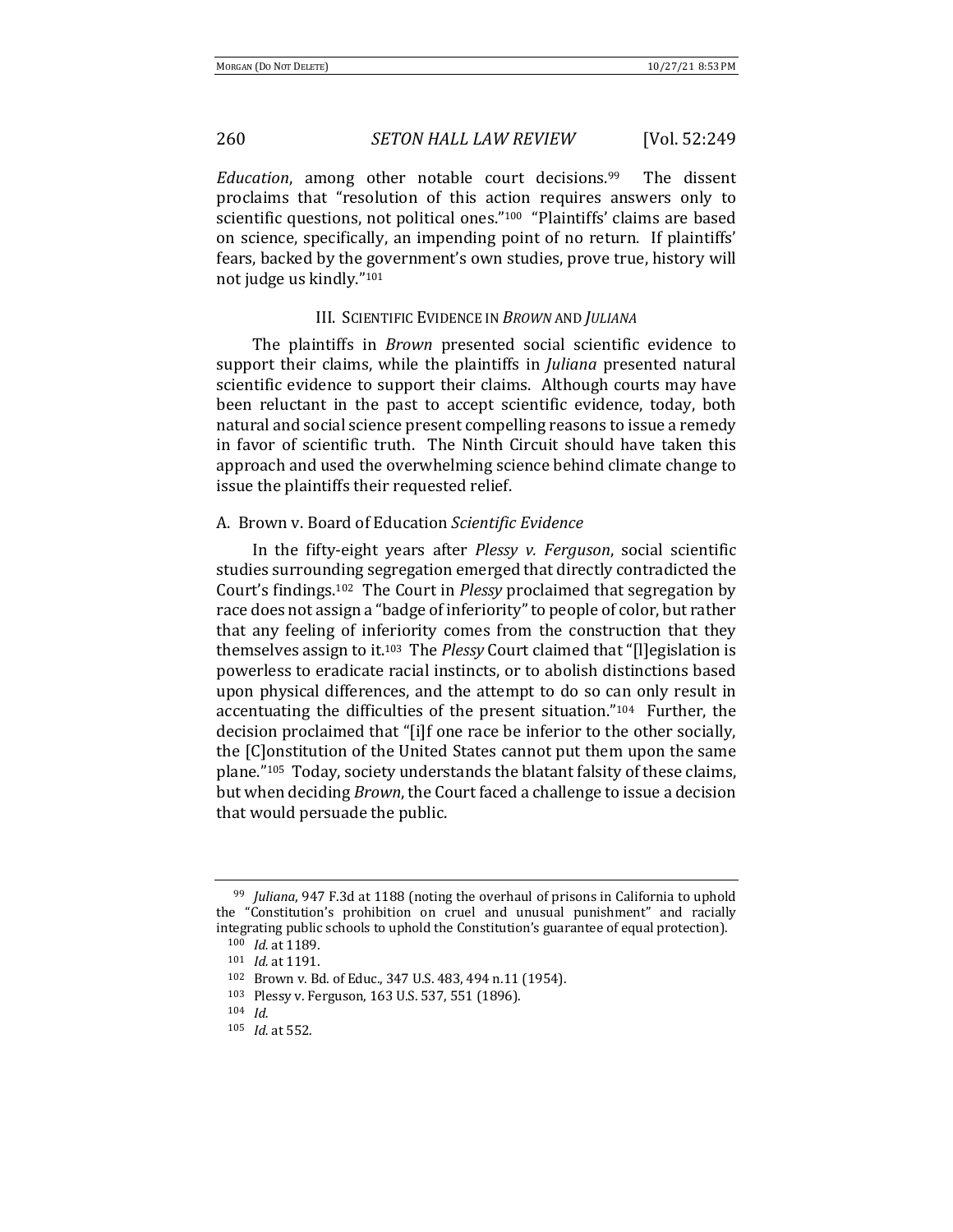*Education*, among other notable court decisions.[99] The dissent proclaims that "resolution of this action requires answers only to scientific questions, not political ones."[100] "Plaintiffs' claims are based on science, specifically, an impending point of no return. If plaintiffs' fears, backed by the government's own studies, prove true, history will not judge us kindly."[101]

### III. SCIENTIFIC EVIDENCE IN *BROWN* AND *JULIANA*

The plaintiffs in *Brown* presented social scientific evidence to support their claims, while the plaintiffs in *Juliana* presented natural scientific evidence to support their claims. Although courts may have been reluctant in the past to accept scientific evidence, today, both natural and social science present compelling reasons to issue a remedy in favor of scientific truth. The Ninth Circuit should have taken this approach and used the overwhelming science behind climate change to issue the plaintiffs their requested relief.

#### A. Brown v. Board of Education *Scientific Evidence*

In the fifty-eight years after *Plessy v. Ferguson*, social scientific studies surrounding segregation emerged that directly contradicted the Court's findings.[102] The Court in *Plessy* proclaimed that segregation by race does not assign a "badge of inferiority" to people of color, but rather that any feeling of inferiority comes from the construction that they themselves assign to it.[103] The *Plessy* Court claimed that "[l]egislation is powerless to eradicate racial instincts, or to abolish distinctions based upon physical differences, and the attempt to do so can only result in accentuating the difficulties of the present situation."[104] Further, the decision proclaimed that "[i]f one race be inferior to the other socially, the [C]onstitution of the United States cannot put them upon the same plane."[105] Today, society understands the blatant falsity of these claims, but when deciding *Brown*, the Court faced a challenge to issue a decision that would persuade the public.

---

[99] *Juliana*, 947 F.3d at 1188 (noting the overhaul of prisons in California to uphold the "Constitution's prohibition on cruel and unusual punishment" and racially integrating public schools to uphold the Constitution's guarantee of equal protection).

[100] *Id.* at 1189.

[101] *Id.* at 1191.

[102] Brown v. Bd. of Educ., 347 U.S. 483, 494 n.11 (1954).

[103] Plessy v. Ferguson, 163 U.S. 537, 551 (1896).

[104] *Id.*

[105] *Id.* at 552.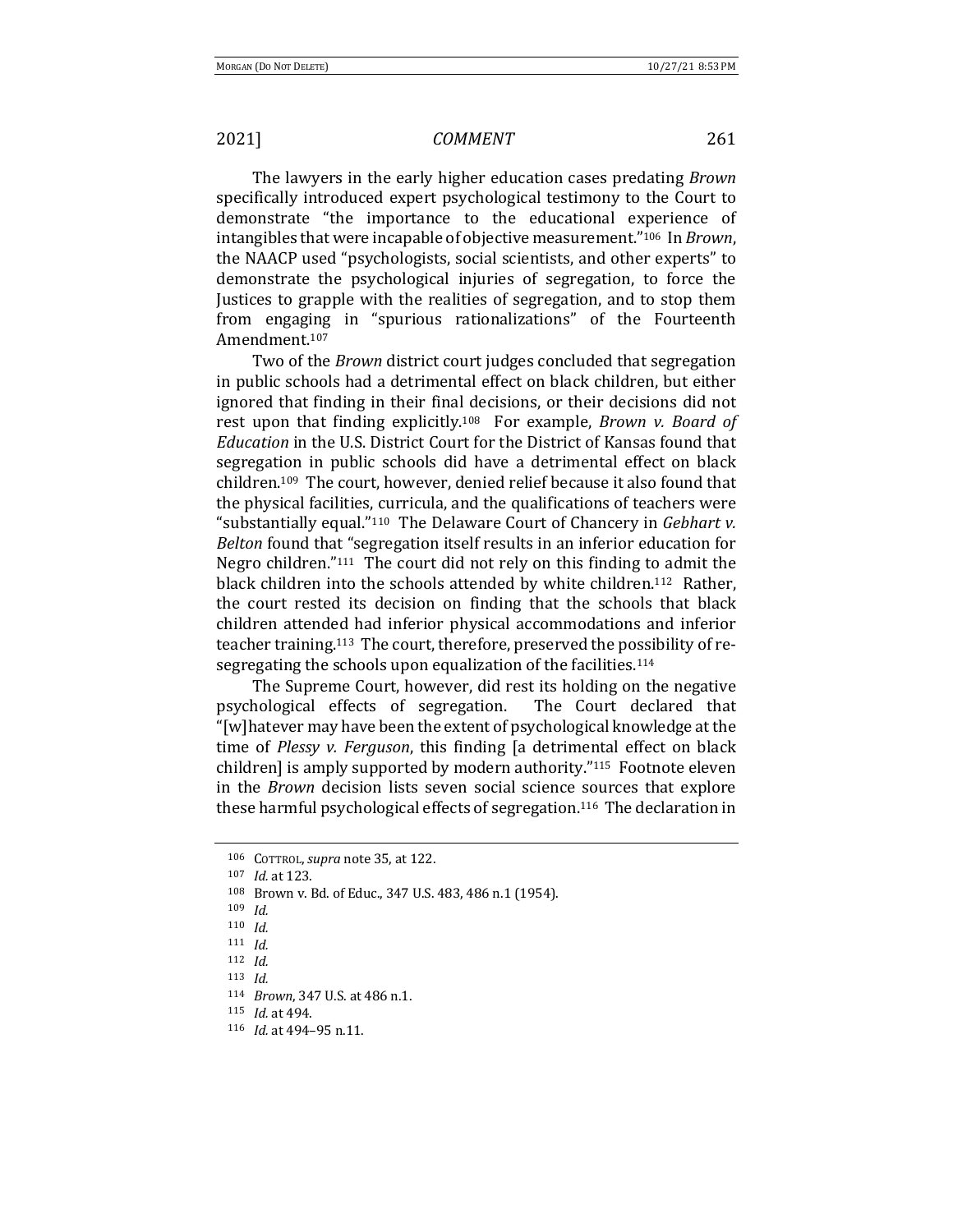The lawyers in the early higher education cases predating *Brown* specifically introduced expert psychological testimony to the Court to demonstrate "the importance to the educational experience of intangibles that were incapable of objective measurement."[106] In *Brown*, the NAACP used "psychologists, social scientists, and other experts" to demonstrate the psychological injuries of segregation, to force the Justices to grapple with the realities of segregation, and to stop them from engaging in "spurious rationalizations" of the Fourteenth Amendment.[107]

Two of the *Brown* district court judges concluded that segregation in public schools had a detrimental effect on black children, but either ignored that finding in their final decisions, or their decisions did not rest upon that finding explicitly.[108] For example, *Brown v. Board of Education* in the U.S. District Court for the District of Kansas found that segregation in public schools did have a detrimental effect on black children.[109] The court, however, denied relief because it also found that the physical facilities, curricula, and the qualifications of teachers were "substantially equal."[110] The Delaware Court of Chancery in *Gebhart v. Belton* found that "segregation itself results in an inferior education for Negro children."[111] The court did not rely on this finding to admit the black children into the schools attended by white children.[112] Rather, the court rested its decision on finding that the schools that black children attended had inferior physical accommodations and inferior teacher training.[113] The court, therefore, preserved the possibility of re-segregating the schools upon equalization of the facilities.[114]

The Supreme Court, however, did rest its holding on the negative psychological effects of segregation. The Court declared that "[w]hatever may have been the extent of psychological knowledge at the time of *Plessy v. Ferguson*, this finding [a detrimental effect on black children] is amply supported by modern authority."[115] Footnote eleven in the *Brown* decision lists seven social science sources that explore these harmful psychological effects of segregation.[116] The declaration in

---

[106] COTTROL, *supra* note 35, at 122.

[107] *Id.* at 123.

[108] Brown v. Bd. of Educ., 347 U.S. 483, 486 n.1 (1954).

[109] *Id.*

[110] *Id.*

[111] *Id.*

[112] *Id.*

[113] *Id.*

[114] *Brown*, 347 U.S. at 486 n.1.

[115] *Id.* at 494.

[116] *Id.* at 494–95 n.11.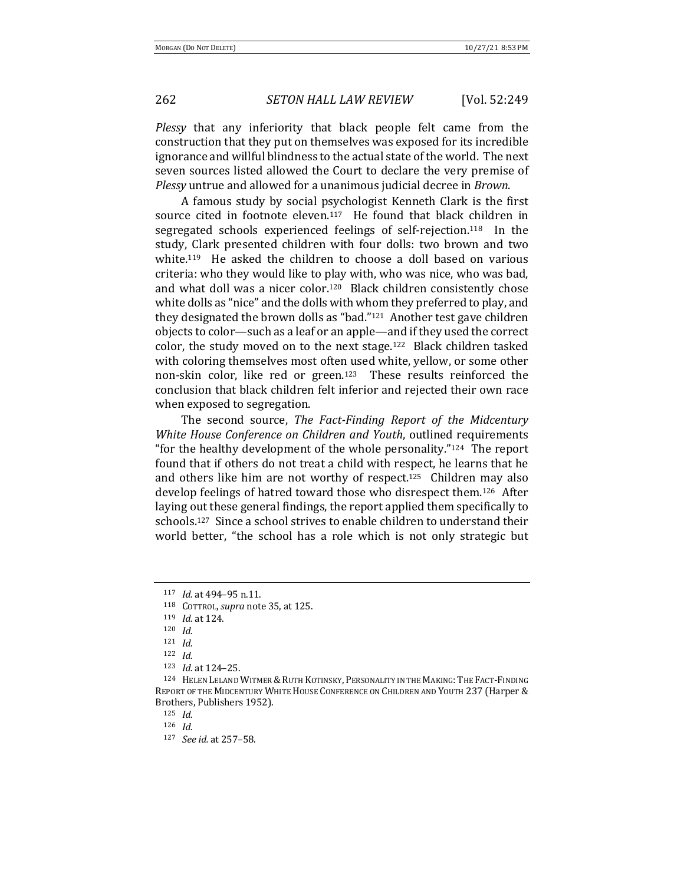*Plessy* that any inferiority that black people felt came from the construction that they put on themselves was exposed for its incredible ignorance and willful blindness to the actual state of the world. The next seven sources listed allowed the Court to declare the very premise of *Plessy* untrue and allowed for a unanimous judicial decree in *Brown*.

A famous study by social psychologist Kenneth Clark is the first source cited in footnote eleven.[117] He found that black children in segregated schools experienced feelings of self-rejection.[118] In the study, Clark presented children with four dolls: two brown and two white.[119] He asked the children to choose a doll based on various criteria: who they would like to play with, who was nice, who was bad, and what doll was a nicer color.[120] Black children consistently chose white dolls as "nice" and the dolls with whom they preferred to play, and they designated the brown dolls as "bad."[121] Another test gave children objects to color—such as a leaf or an apple—and if they used the correct color, the study moved on to the next stage.[122] Black children tasked with coloring themselves most often used white, yellow, or some other non-skin color, like red or green.[123] These results reinforced the conclusion that black children felt inferior and rejected their own race when exposed to segregation.

The second source, *The Fact-Finding Report of the Midcentury White House Conference on Children and Youth*, outlined requirements "for the healthy development of the whole personality."[124] The report found that if others do not treat a child with respect, he learns that he and others like him are not worthy of respect.[125] Children may also develop feelings of hatred toward those who disrespect them.[126] After laying out these general findings, the report applied them specifically to schools.[127] Since a school strives to enable children to understand their world better, "the school has a role which is not only strategic but

---

[117] *Id.* at 494–95 n.11.

[118] Cottrol, *supra* note 35, at 125.

[119] *Id.* at 124.

[120] *Id.*

[121] *Id.*

[122] *Id.*

[123] *Id.* at 124–25.

[124] Helen Leland Witmer & Ruth Kotinsky, Personality in the Making: The Fact-Finding Report of the Midcentury White House Conference on Children and Youth 237 (Harper & Brothers, Publishers 1952).

[125] *Id.*

[126] *Id.*

[127] *See id.* at 257–58.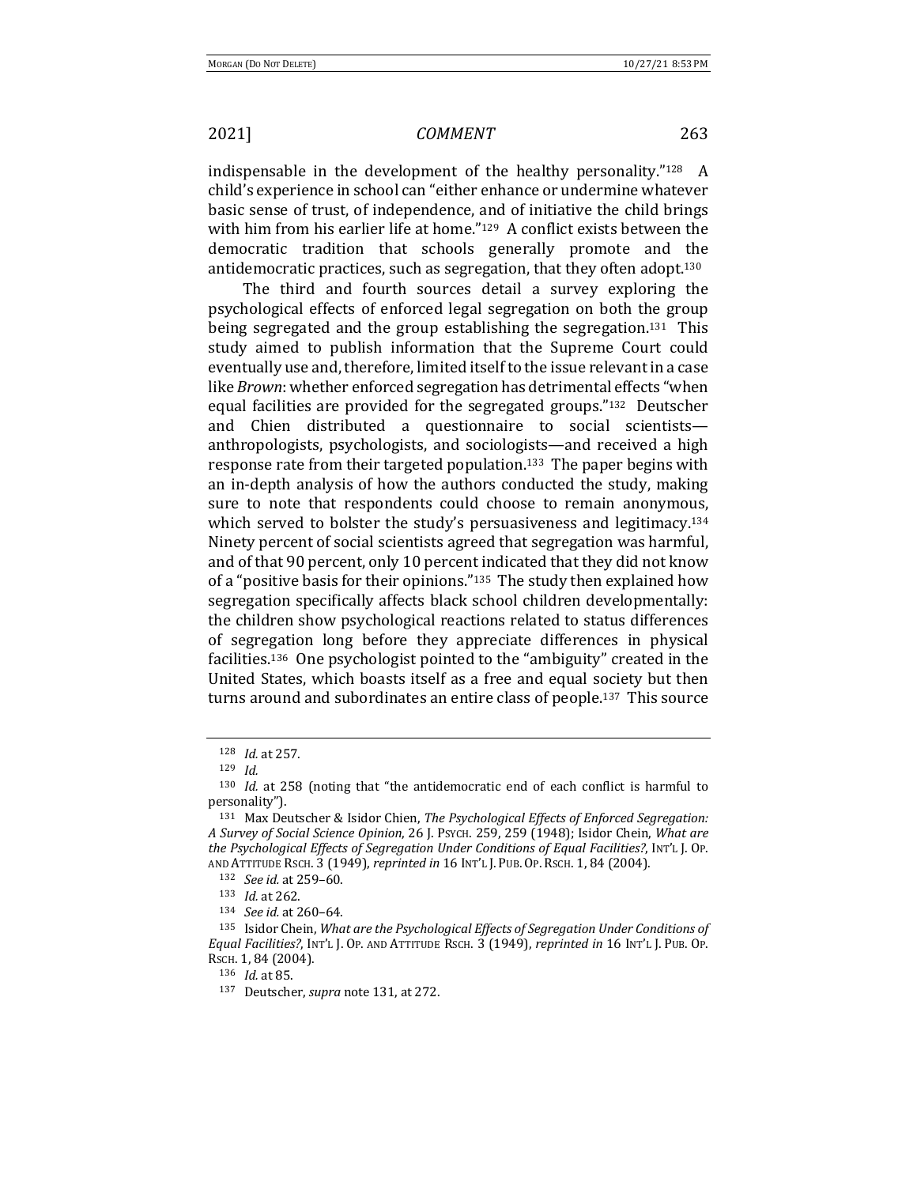indispensable in the development of the healthy personality."[128] A child's experience in school can "either enhance or undermine whatever basic sense of trust, of independence, and of initiative the child brings with him from his earlier life at home."[129] A conflict exists between the democratic tradition that schools generally promote and the antidemocratic practices, such as segregation, that they often adopt.[130]

The third and fourth sources detail a survey exploring the psychological effects of enforced legal segregation on both the group being segregated and the group establishing the segregation.[131] This study aimed to publish information that the Supreme Court could eventually use and, therefore, limited itself to the issue relevant in a case like *Brown*: whether enforced segregation has detrimental effects "when equal facilities are provided for the segregated groups."[132] Deutscher and Chien distributed a questionnaire to social scientists—anthropologists, psychologists, and sociologists—and received a high response rate from their targeted population.[133] The paper begins with an in-depth analysis of how the authors conducted the study, making sure to note that respondents could choose to remain anonymous, which served to bolster the study's persuasiveness and legitimacy.[134] Ninety percent of social scientists agreed that segregation was harmful, and of that 90 percent, only 10 percent indicated that they did not know of a "positive basis for their opinions."[135] The study then explained how segregation specifically affects black school children developmentally: the children show psychological reactions related to status differences of segregation long before they appreciate differences in physical facilities.[136] One psychologist pointed to the "ambiguity" created in the United States, which boasts itself as a free and equal society but then turns around and subordinates an entire class of people.[137] This source

---

[128] *Id.* at 257.

[129] *Id.*

[130] *Id.* at 258 (noting that "the antidemocratic end of each conflict is harmful to personality").

[131] Max Deutscher & Isidor Chien, *The Psychological Effects of Enforced Segregation: A Survey of Social Science Opinion*, 26 J. PSYCH. 259, 259 (1948); Isidor Chein, *What are the Psychological Effects of Segregation Under Conditions of Equal Facilities?*, INT'L J. OP. AND ATTITUDE RSCH. 3 (1949), *reprinted in* 16 INT'L J. PUB. OP. RSCH. 1, 84 (2004).

[132] *See id.* at 259–60.

[133] *Id.* at 262.

[134] *See id.* at 260–64.

[135] Isidor Chein, *What are the Psychological Effects of Segregation Under Conditions of Equal Facilities?*, INT'L J. OP. AND ATTITUDE RSCH. 3 (1949), *reprinted in* 16 INT'L J. PUB. OP. RSCH. 1, 84 (2004).

[136] *Id.* at 85.

[137] Deutscher, *supra* note 131, at 272.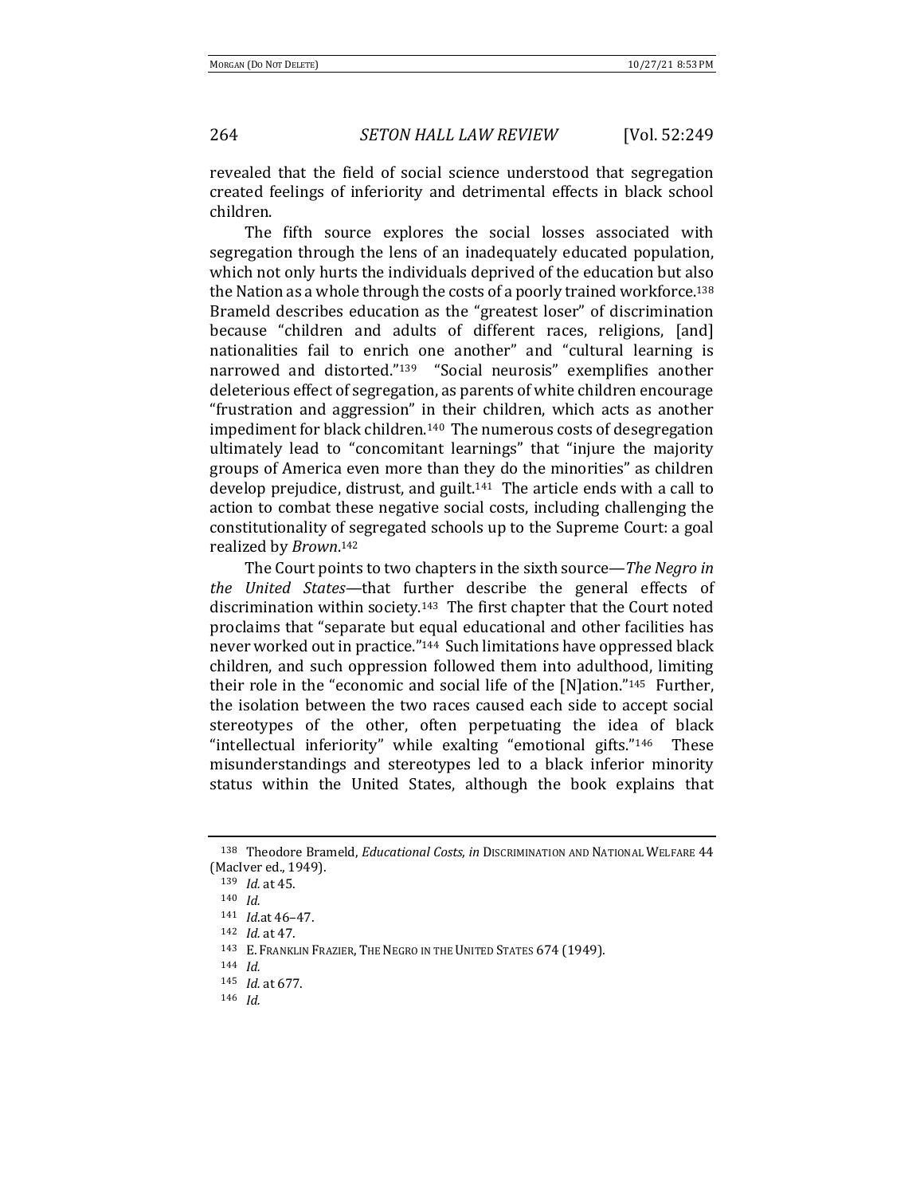revealed that the field of social science understood that segregation created feelings of inferiority and detrimental effects in black school children.

The fifth source explores the social losses associated with segregation through the lens of an inadequately educated population, which not only hurts the individuals deprived of the education but also the Nation as a whole through the costs of a poorly trained workforce.[138] Brameld describes education as the "greatest loser" of discrimination because "children and adults of different races, religions, [and] nationalities fail to enrich one another" and "cultural learning is narrowed and distorted."[139] "Social neurosis" exemplifies another deleterious effect of segregation, as parents of white children encourage "frustration and aggression" in their children, which acts as another impediment for black children.[140] The numerous costs of desegregation ultimately lead to "concomitant learnings" that "injure the majority groups of America even more than they do the minorities" as children develop prejudice, distrust, and guilt.[141] The article ends with a call to action to combat these negative social costs, including challenging the constitutionality of segregated schools up to the Supreme Court: a goal realized by *Brown*.[142]

The Court points to two chapters in the sixth source—*The Negro in the United States*—that further describe the general effects of discrimination within society.[143] The first chapter that the Court noted proclaims that "separate but equal educational and other facilities has never worked out in practice."[144] Such limitations have oppressed black children, and such oppression followed them into adulthood, limiting their role in the "economic and social life of the [N]ation."[145] Further, the isolation between the two races caused each side to accept social stereotypes of the other, often perpetuating the idea of black "intellectual inferiority" while exalting "emotional gifts."[146] These misunderstandings and stereotypes led to a black inferior minority status within the United States, although the book explains that

---

138 Theodore Brameld, *Educational Costs*, *in* DISCRIMINATION AND NATIONAL WELFARE 44 (MacIver ed., 1949).

139 *Id.* at 45.

140 *Id.*

141 *Id.* at 46–47.

142 *Id.* at 47.

143 E. FRANKLIN FRAZIER, THE NEGRO IN THE UNITED STATES 674 (1949).

144 *Id.*

145 *Id.* at 677.

146 *Id.*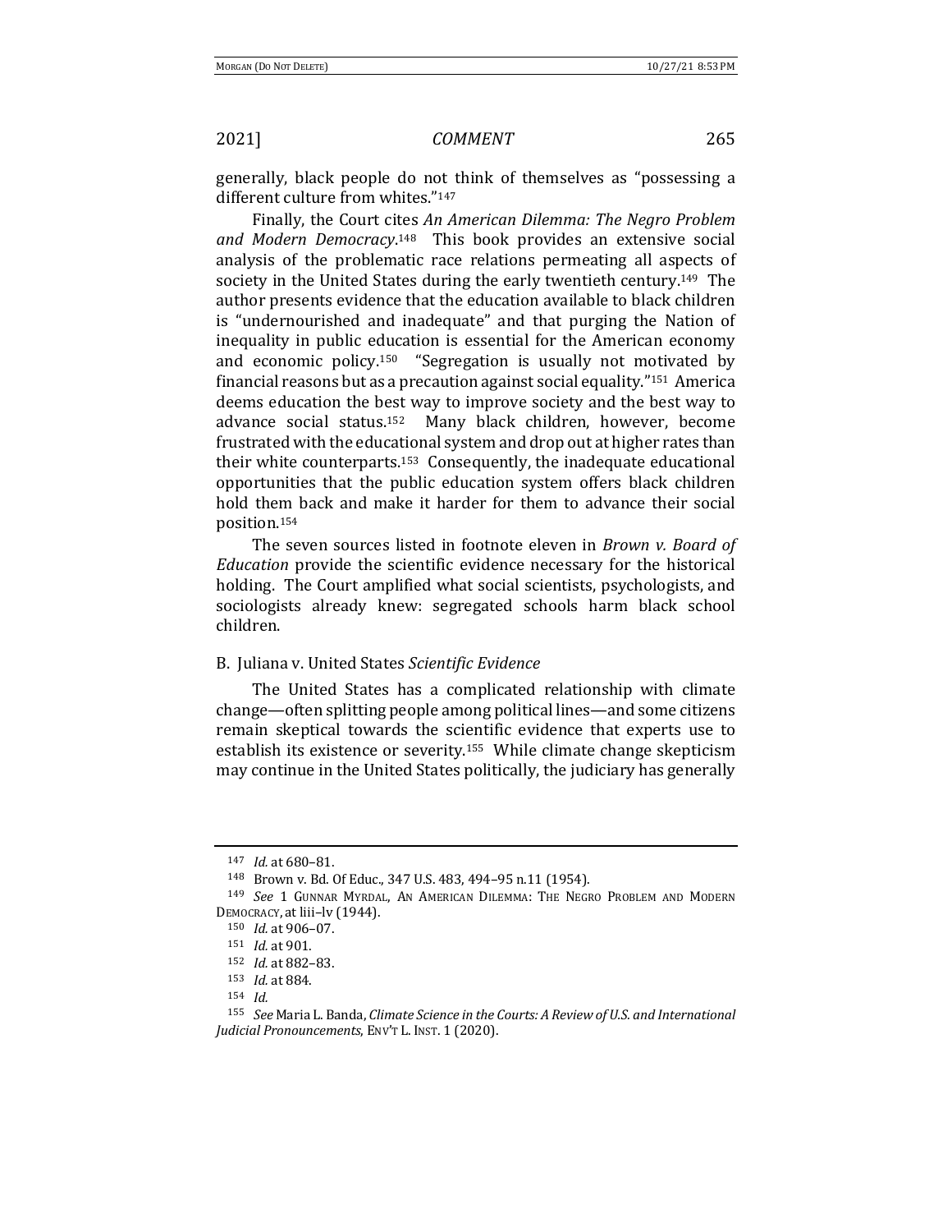generally, black people do not think of themselves as "possessing a different culture from whites."[147]

Finally, the Court cites *An American Dilemma: The Negro Problem and Modern Democracy*.[148] This book provides an extensive social analysis of the problematic race relations permeating all aspects of society in the United States during the early twentieth century.[149] The author presents evidence that the education available to black children is "undernourished and inadequate" and that purging the Nation of inequality in public education is essential for the American economy and economic policy.[150] "Segregation is usually not motivated by financial reasons but as a precaution against social equality."[151] America deems education the best way to improve society and the best way to advance social status.[152] Many black children, however, become frustrated with the educational system and drop out at higher rates than their white counterparts.[153] Consequently, the inadequate educational opportunities that the public education system offers black children hold them back and make it harder for them to advance their social position.[154]

The seven sources listed in footnote eleven in *Brown v. Board of Education* provide the scientific evidence necessary for the historical holding. The Court amplified what social scientists, psychologists, and sociologists already knew: segregated schools harm black school children.

### B. Juliana v. United States *Scientific Evidence*

The United States has a complicated relationship with climate change—often splitting people among political lines—and some citizens remain skeptical towards the scientific evidence that experts use to establish its existence or severity.[155] While climate change skepticism may continue in the United States politically, the judiciary has generally

---

[147] *Id.* at 680–81.

[148] Brown v. Bd. Of Educ., 347 U.S. 483, 494–95 n.11 (1954).

[149] *See* 1 GUNNAR MYRDAL, AN AMERICAN DILEMMA: THE NEGRO PROBLEM AND MODERN DEMOCRACY, at liii–lv (1944).

[150] *Id.* at 906–07.

[151] *Id.* at 901.

[152] *Id.* at 882–83.

[153] *Id.* at 884.

[154] *Id.*

[155] *See* Maria L. Banda, *Climate Science in the Courts: A Review of U.S. and International Judicial Pronouncements*, ENV'T L. INST. 1 (2020).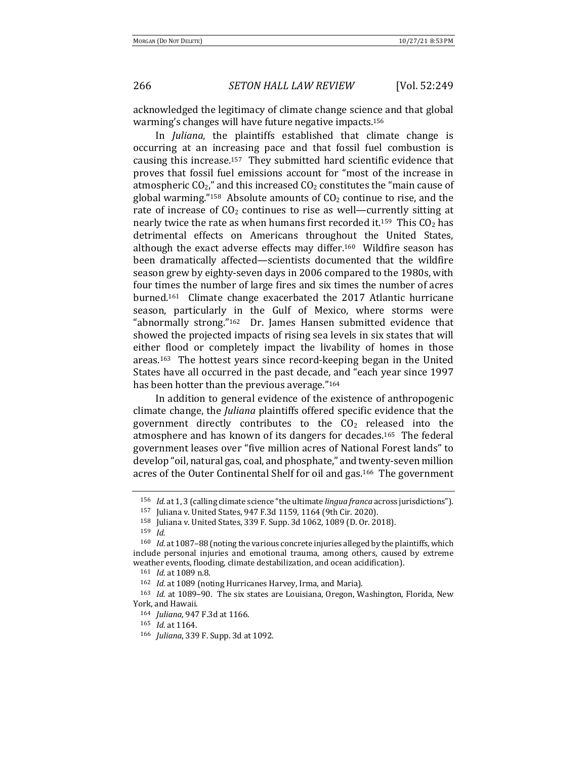acknowledged the legitimacy of climate change science and that global warming's changes will have future negative impacts.[156]

In *Juliana*, the plaintiffs established that climate change is occurring at an increasing pace and that fossil fuel combustion is causing this increase.[157] They submitted hard scientific evidence that proves that fossil fuel emissions account for "most of the increase in atmospheric $CO_2$," and this increased $CO_2$ constitutes the "main cause of global warming."[158] Absolute amounts of $CO_2$ continue to rise, and the rate of increase of $CO_2$ continues to rise as well—currently sitting at nearly twice the rate as when humans first recorded it.[159] This $CO_2$ has detrimental effects on Americans throughout the United States, although the exact adverse effects may differ.[160] Wildfire season has been dramatically affected—scientists documented that the wildfire season grew by eighty-seven days in 2006 compared to the 1980s, with four times the number of large fires and six times the number of acres burned.[161] Climate change exacerbated the 2017 Atlantic hurricane season, particularly in the Gulf of Mexico, where storms were "abnormally strong."[162] Dr. James Hansen submitted evidence that showed the projected impacts of rising sea levels in six states that will either flood or completely impact the livability of homes in those areas.[163] The hottest years since record-keeping began in the United States have all occurred in the past decade, and "each year since 1997 has been hotter than the previous average."[164]

In addition to general evidence of the existence of anthropogenic climate change, the *Juliana* plaintiffs offered specific evidence that the government directly contributes to the $CO_2$ released into the atmosphere and has known of its dangers for decades.[165] The federal government leases over "five million acres of National Forest lands" to develop "oil, natural gas, coal, and phosphate," and twenty-seven million acres of the Outer Continental Shelf for oil and gas.[166] The government

---

[156] *Id.* at 1, 3 (calling climate science "the ultimate *lingua franca* across jurisdictions").

[157] Juliana v. United States, 947 F.3d 1159, 1164 (9th Cir. 2020).

[158] Juliana v. United States, 339 F. Supp. 3d 1062, 1089 (D. Or. 2018).

[159] *Id.*

[160] *Id.* at 1087–88 (noting the various concrete injuries alleged by the plaintiffs, which include personal injuries and emotional trauma, among others, caused by extreme weather events, flooding, climate destabilization, and ocean acidification).

[161] *Id.* at 1089 n.8.

[162] *Id.* at 1089 (noting Hurricanes Harvey, Irma, and Maria).

[163] *Id.* at 1089–90. The six states are Louisiana, Oregon, Washington, Florida, New York, and Hawaii.

[164] *Juliana*, 947 F.3d at 1166.

[165] *Id.* at 1164.

[166] *Juliana*, 339 F. Supp. 3d at 1092.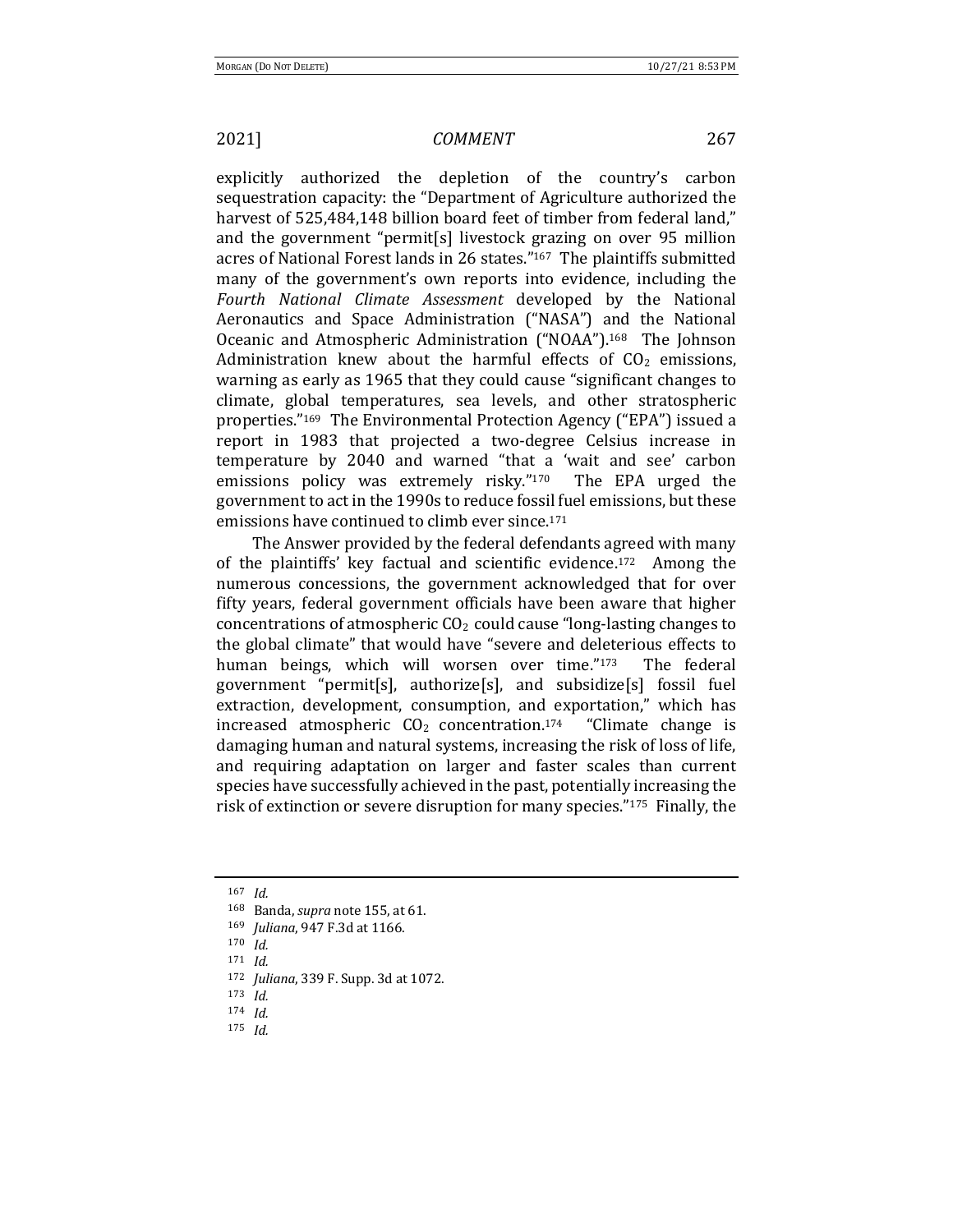explicitly authorized the depletion of the country's carbon sequestration capacity: the "Department of Agriculture authorized the harvest of 525,484,148 billion board feet of timber from federal land," and the government "permit[s] livestock grazing on over 95 million acres of National Forest lands in 26 states."[167] The plaintiffs submitted many of the government's own reports into evidence, including the *Fourth National Climate Assessment* developed by the National Aeronautics and Space Administration ("NASA") and the National Oceanic and Atmospheric Administration ("NOAA").[168] The Johnson Administration knew about the harmful effects of $CO_2$ emissions, warning as early as 1965 that they could cause "significant changes to climate, global temperatures, sea levels, and other stratospheric properties."[169] The Environmental Protection Agency ("EPA") issued a report in 1983 that projected a two-degree Celsius increase in temperature by 2040 and warned "that a 'wait and see' carbon emissions policy was extremely risky."[170] The EPA urged the government to act in the 1990s to reduce fossil fuel emissions, but these emissions have continued to climb ever since.[171]

The Answer provided by the federal defendants agreed with many of the plaintiffs' key factual and scientific evidence.[172] Among the numerous concessions, the government acknowledged that for over fifty years, federal government officials have been aware that higher concentrations of atmospheric $CO_2$ could cause "long-lasting changes to the global climate" that would have "severe and deleterious effects to human beings, which will worsen over time."[173] The federal government "permit[s], authorize[s], and subsidize[s] fossil fuel extraction, development, consumption, and exportation," which has increased atmospheric $CO_2$ concentration.[174] "Climate change is damaging human and natural systems, increasing the risk of loss of life, and requiring adaptation on larger and faster scales than current species have successfully achieved in the past, potentially increasing the risk of extinction or severe disruption for many species."[175] Finally, the

---

[167] *Id.*

[168] Banda, *supra* note 155, at 61.

[169] *Juliana*, 947 F.3d at 1166.

[170] *Id.*

[171] *Id.*

[172] *Juliana*, 339 F. Supp. 3d at 1072.

[173] *Id.*

[174] *Id.*

[175] *Id.*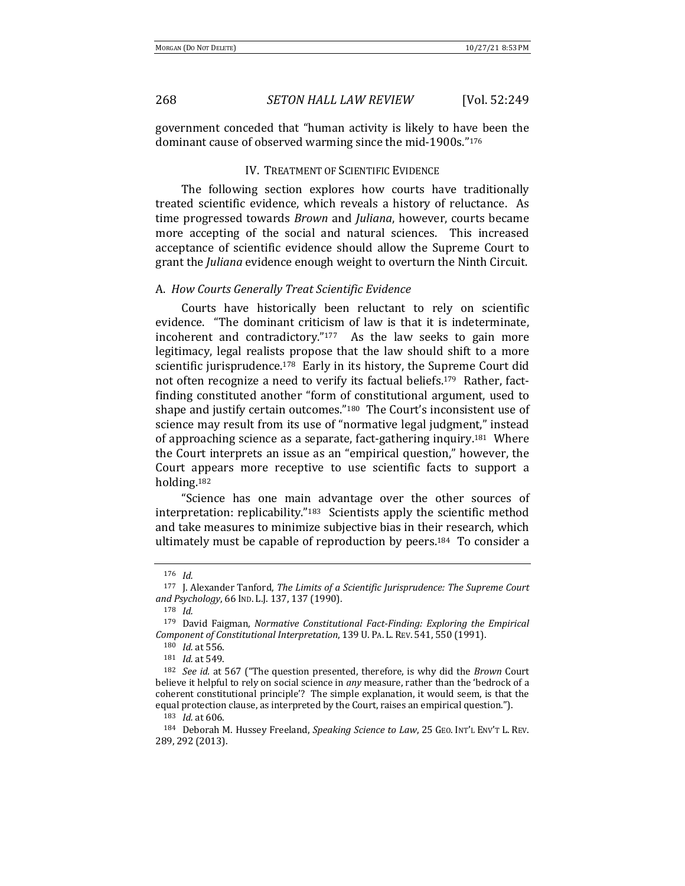government conceded that "human activity is likely to have been the dominant cause of observed warming since the mid-1900s."[176]

## IV. Treatment of Scientific Evidence

The following section explores how courts have traditionally treated scientific evidence, which reveals a history of reluctance. As time progressed towards *Brown* and *Juliana*, however, courts became more accepting of the social and natural sciences. This increased acceptance of scientific evidence should allow the Supreme Court to grant the *Juliana* evidence enough weight to overturn the Ninth Circuit.

### A. *How Courts Generally Treat Scientific Evidence*

Courts have historically been reluctant to rely on scientific evidence. "The dominant criticism of law is that it is indeterminate, incoherent and contradictory."[177] As the law seeks to gain more legitimacy, legal realists propose that the law should shift to a more scientific jurisprudence.[178] Early in its history, the Supreme Court did not often recognize a need to verify its factual beliefs.[179] Rather, fact-finding constituted another "form of constitutional argument, used to shape and justify certain outcomes."[180] The Court's inconsistent use of science may result from its use of "normative legal judgment," instead of approaching science as a separate, fact-gathering inquiry.[181] Where the Court interprets an issue as an "empirical question," however, the Court appears more receptive to use scientific facts to support a holding.[182]

"Science has one main advantage over the other sources of interpretation: replicability."[183] Scientists apply the scientific method and take measures to minimize subjective bias in their research, which ultimately must be capable of reproduction by peers.[184] To consider a

---

[176] *Id.*

[177] J. Alexander Tanford, *The Limits of a Scientific Jurisprudence: The Supreme Court and Psychology*, 66 Ind. L.J. 137, 137 (1990).

[178] *Id.*

[179] David Faigman, *Normative Constitutional Fact-Finding: Exploring the Empirical Component of Constitutional Interpretation*, 139 U. Pa. L. Rev. 541, 550 (1991).

[180] *Id.* at 556.

[181] *Id.* at 549.

[182] *See id.* at 567 ("The question presented, therefore, is why did the *Brown* Court believe it helpful to rely on social science in *any* measure, rather than the 'bedrock of a coherent constitutional principle'? The simple explanation, it would seem, is that the equal protection clause, as interpreted by the Court, raises an empirical question.").

[183] *Id.* at 606.

[184] Deborah M. Hussey Freeland, *Speaking Science to Law*, 25 Geo. Int'l Env't L. Rev. 289, 292 (2013).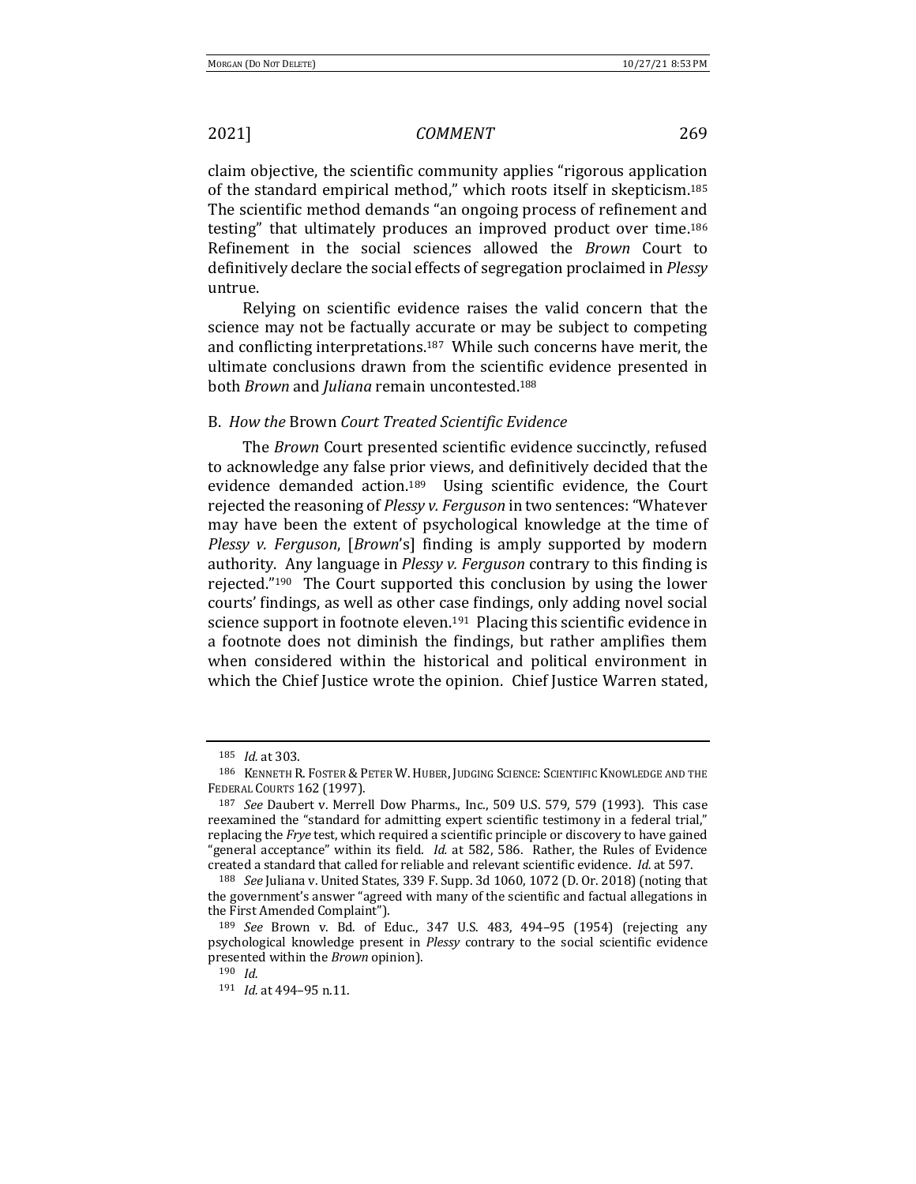claim objective, the scientific community applies "rigorous application of the standard empirical method," which roots itself in skepticism.[185] The scientific method demands "an ongoing process of refinement and testing" that ultimately produces an improved product over time.[186] Refinement in the social sciences allowed the *Brown* Court to definitively declare the social effects of segregation proclaimed in *Plessy* untrue.

Relying on scientific evidence raises the valid concern that the science may not be factually accurate or may be subject to competing and conflicting interpretations.[187] While such concerns have merit, the ultimate conclusions drawn from the scientific evidence presented in both *Brown* and *Juliana* remain uncontested.[188]

### B. *How the* Brown *Court Treated Scientific Evidence*

The *Brown* Court presented scientific evidence succinctly, refused to acknowledge any false prior views, and definitively decided that the evidence demanded action.[189] Using scientific evidence, the Court rejected the reasoning of *Plessy v. Ferguson* in two sentences: "Whatever may have been the extent of psychological knowledge at the time of *Plessy v. Ferguson*, [*Brown*'s] finding is amply supported by modern authority. Any language in *Plessy v. Ferguson* contrary to this finding is rejected."[190] The Court supported this conclusion by using the lower courts' findings, as well as other case findings, only adding novel social science support in footnote eleven.[191] Placing this scientific evidence in a footnote does not diminish the findings, but rather amplifies them when considered within the historical and political environment in which the Chief Justice wrote the opinion. Chief Justice Warren stated,

---

[185] *Id.* at 303.

[186] KENNETH R. FOSTER & PETER W. HUBER, JUDGING SCIENCE: SCIENTIFIC KNOWLEDGE AND THE FEDERAL COURTS 162 (1997).

[187] *See* Daubert v. Merrell Dow Pharms., Inc., 509 U.S. 579, 579 (1993). This case reexamined the "standard for admitting expert scientific testimony in a federal trial," replacing the *Frye* test, which required a scientific principle or discovery to have gained "general acceptance" within its field. *Id.* at 582, 586. Rather, the Rules of Evidence created a standard that called for reliable and relevant scientific evidence. *Id.* at 597.

[188] *See* Juliana v. United States, 339 F. Supp. 3d 1060, 1072 (D. Or. 2018) (noting that the government's answer "agreed with many of the scientific and factual allegations in the First Amended Complaint").

[189] *See* Brown v. Bd. of Educ., 347 U.S. 483, 494–95 (1954) (rejecting any psychological knowledge present in *Plessy* contrary to the social scientific evidence presented within the *Brown* opinion).

[190] *Id.*

[191] *Id.* at 494–95 n.11.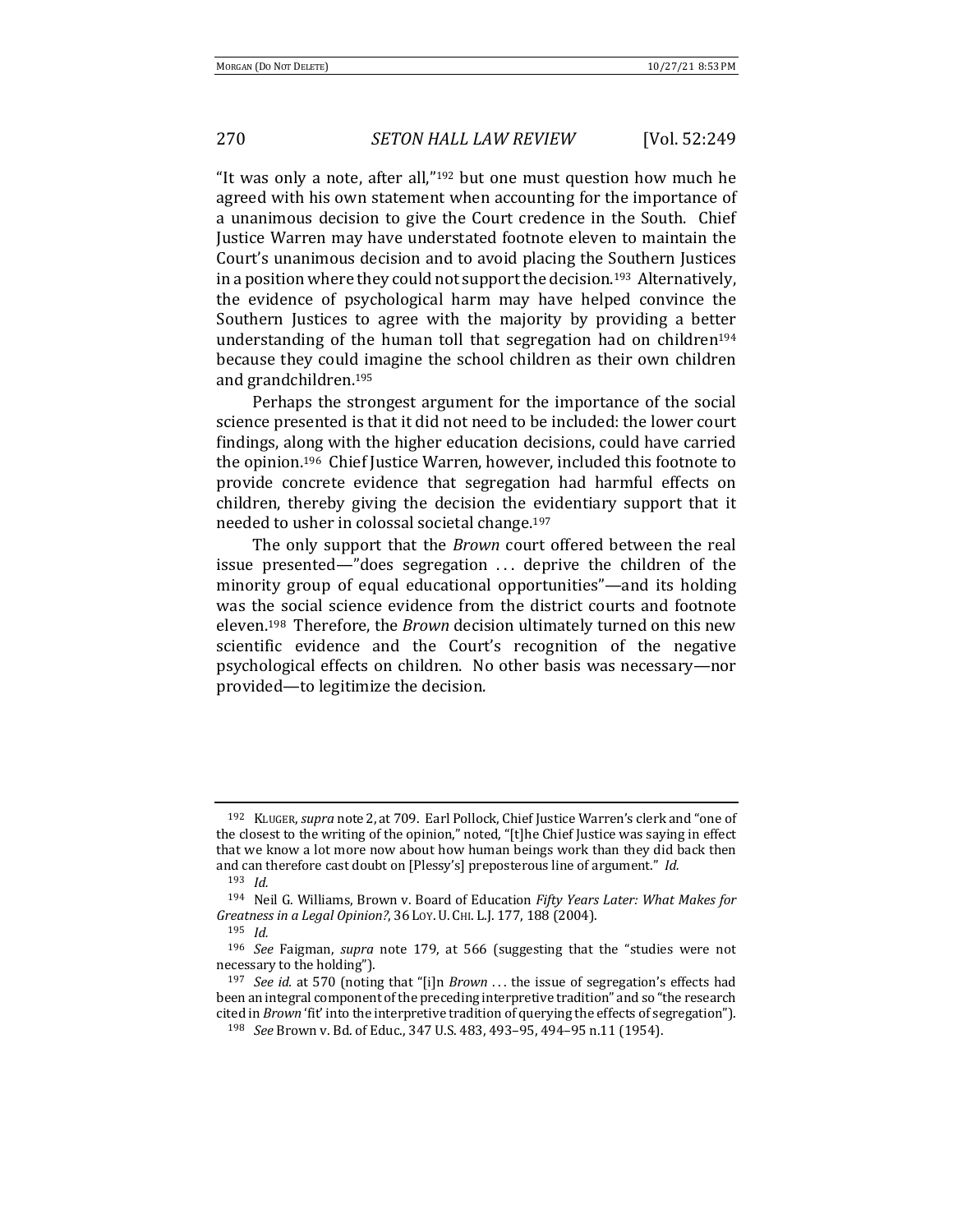"It was only a note, after all,"[192] but one must question how much he agreed with his own statement when accounting for the importance of a unanimous decision to give the Court credence in the South. Chief Justice Warren may have understated footnote eleven to maintain the Court's unanimous decision and to avoid placing the Southern Justices in a position where they could not support the decision.[193] Alternatively, the evidence of psychological harm may have helped convince the Southern Justices to agree with the majority by providing a better understanding of the human toll that segregation had on children[194] because they could imagine the school children as their own children and grandchildren.[195]

Perhaps the strongest argument for the importance of the social science presented is that it did not need to be included: the lower court findings, along with the higher education decisions, could have carried the opinion.[196] Chief Justice Warren, however, included this footnote to provide concrete evidence that segregation had harmful effects on children, thereby giving the decision the evidentiary support that it needed to usher in colossal societal change.[197]

The only support that the *Brown* court offered between the real issue presented—"does segregation . . . deprive the children of the minority group of equal educational opportunities"—and its holding was the social science evidence from the district courts and footnote eleven.[198] Therefore, the *Brown* decision ultimately turned on this new scientific evidence and the Court's recognition of the negative psychological effects on children. No other basis was necessary—nor provided—to legitimize the decision.

---

[192] KLUGER, *supra* note 2, at 709. Earl Pollock, Chief Justice Warren's clerk and "one of the closest to the writing of the opinion," noted, "[t]he Chief Justice was saying in effect that we know a lot more now about how human beings work than they did back then and can therefore cast doubt on [Plessy's] preposterous line of argument." *Id.*

[193] *Id.*

[194] Neil G. Williams, Brown v. Board of Education *Fifty Years Later: What Makes for Greatness in a Legal Opinion?*, 36 LOY. U. CHI. L.J. 177, 188 (2004).

[195] *Id.*

[196] *See* Faigman, *supra* note 179, at 566 (suggesting that the "studies were not necessary to the holding").

[197] *See id.* at 570 (noting that "[i]n *Brown* . . . the issue of segregation's effects had been an integral component of the preceding interpretive tradition" and so "the research cited in *Brown* 'fit' into the interpretive tradition of querying the effects of segregation").

[198] *See* Brown v. Bd. of Educ., 347 U.S. 483, 493–95, 494–95 n.11 (1954).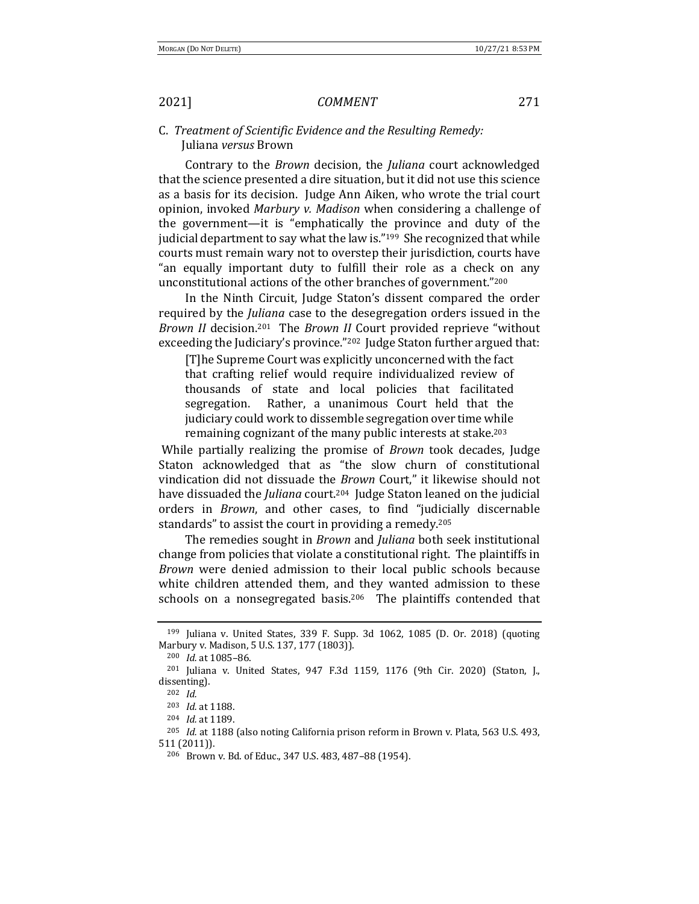### C. *Treatment of Scientific Evidence and the Resulting Remedy:* Juliana *versus* Brown

Contrary to the *Brown* decision, the *Juliana* court acknowledged that the science presented a dire situation, but it did not use this science as a basis for its decision. Judge Ann Aiken, who wrote the trial court opinion, invoked *Marbury v. Madison* when considering a challenge of the government—it is "emphatically the province and duty of the judicial department to say what the law is."[199] She recognized that while courts must remain wary not to overstep their jurisdiction, courts have "an equally important duty to fulfill their role as a check on any unconstitutional actions of the other branches of government."[200]

In the Ninth Circuit, Judge Staton's dissent compared the order required by the *Juliana* case to the desegregation orders issued in the *Brown II* decision.[201] The *Brown II* Court provided reprieve "without exceeding the Judiciary's province."[202] Judge Staton further argued that:

> [T]he Supreme Court was explicitly unconcerned with the fact that crafting relief would require individualized review of thousands of state and local policies that facilitated segregation. Rather, a unanimous Court held that the judiciary could work to dissemble segregation over time while remaining cognizant of the many public interests at stake.[203]

While partially realizing the promise of *Brown* took decades, Judge Staton acknowledged that as "the slow churn of constitutional vindication did not dissuade the *Brown* Court," it likewise should not have dissuaded the *Juliana* court.[204] Judge Staton leaned on the judicial orders in *Brown*, and other cases, to find "judicially discernable standards" to assist the court in providing a remedy.[205]

The remedies sought in *Brown* and *Juliana* both seek institutional change from policies that violate a constitutional right. The plaintiffs in *Brown* were denied admission to their local public schools because white children attended them, and they wanted admission to these schools on a nonsegregated basis.[206] The plaintiffs contended that

---

[199] Juliana v. United States, 339 F. Supp. 3d 1062, 1085 (D. Or. 2018) (quoting Marbury v. Madison, 5 U.S. 137, 177 (1803)).

[200] *Id.* at 1085–86.

[201] Juliana v. United States, 947 F.3d 1159, 1176 (9th Cir. 2020) (Staton, J., dissenting).

[202] *Id.*

[203] *Id.* at 1188.

[204] *Id.* at 1189.

[205] *Id.* at 1188 (also noting California prison reform in Brown v. Plata, 563 U.S. 493, 511 (2011)).

[206] Brown v. Bd. of Educ., 347 U.S. 483, 487–88 (1954).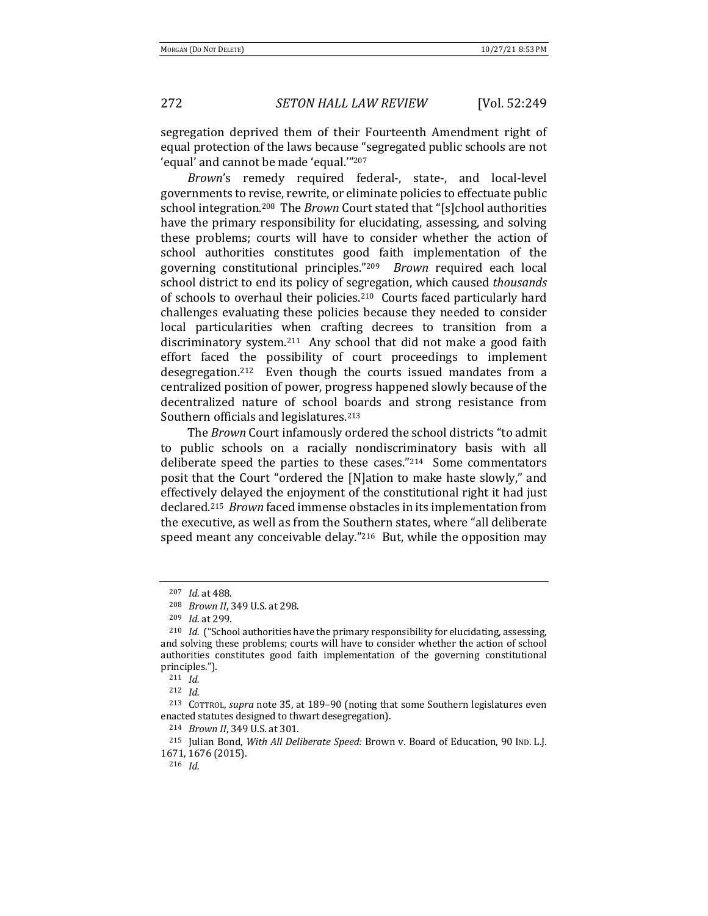segregation deprived them of their Fourteenth Amendment right of equal protection of the laws because "segregated public schools are not 'equal' and cannot be made 'equal.'"[207]

*Brown*'s remedy required federal-, state-, and local-level governments to revise, rewrite, or eliminate policies to effectuate public school integration.[208] The *Brown* Court stated that "[s]chool authorities have the primary responsibility for elucidating, assessing, and solving these problems; courts will have to consider whether the action of school authorities constitutes good faith implementation of the governing constitutional principles."[209] *Brown* required each local school district to end its policy of segregation, which caused *thousands* of schools to overhaul their policies.[210] Courts faced particularly hard challenges evaluating these policies because they needed to consider local particularities when crafting decrees to transition from a discriminatory system.[211] Any school that did not make a good faith effort faced the possibility of court proceedings to implement desegregation.[212] Even though the courts issued mandates from a centralized position of power, progress happened slowly because of the decentralized nature of school boards and strong resistance from Southern officials and legislatures.[213]

The *Brown* Court infamously ordered the school districts "to admit to public schools on a racially nondiscriminatory basis with all deliberate speed the parties to these cases."[214] Some commentators posit that the Court "ordered the [N]ation to make haste slowly," and effectively delayed the enjoyment of the constitutional right it had just declared.[215] *Brown* faced immense obstacles in its implementation from the executive, as well as from the Southern states, where "all deliberate speed meant any conceivable delay."[216] But, while the opposition may

---

[207] *Id.* at 488.

[208] *Brown II*, 349 U.S. at 298.

[209] *Id.* at 299.

[210] *Id.* ("School authorities have the primary responsibility for elucidating, assessing, and solving these problems; courts will have to consider whether the action of school authorities constitutes good faith implementation of the governing constitutional principles.").

[211] *Id.*

[212] *Id.*

[213] COTTROL, *supra* note 35, at 189–90 (noting that some Southern legislatures even enacted statutes designed to thwart desegregation).

[214] *Brown II*, 349 U.S. at 301.

[215] Julian Bond, *With All Deliberate Speed:* Brown v. Board of Education, 90 IND. L.J. 1671, 1676 (2015).

[216] *Id.*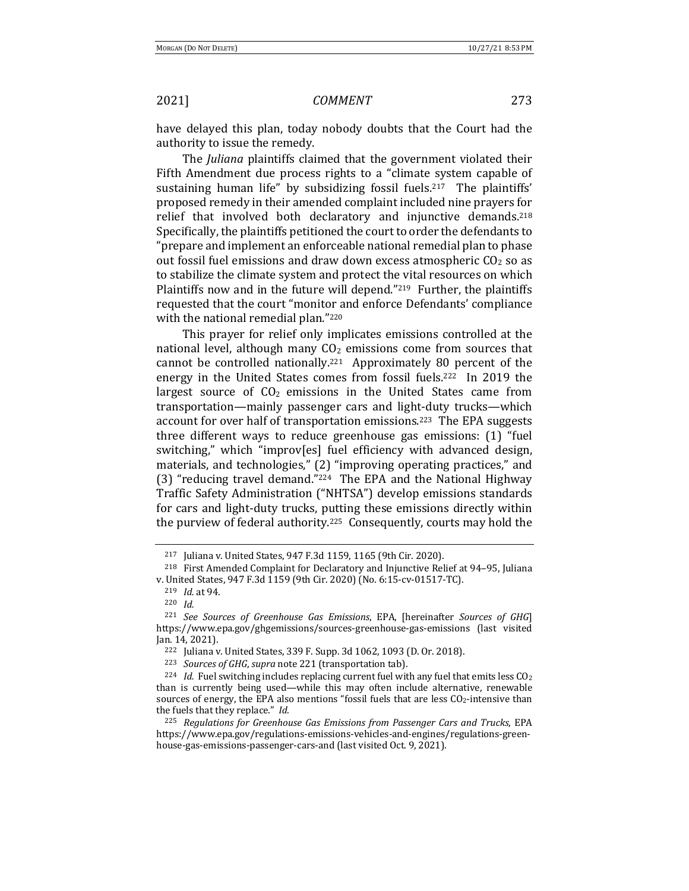have delayed this plan, today nobody doubts that the Court had the authority to issue the remedy.

The *Juliana* plaintiffs claimed that the government violated their Fifth Amendment due process rights to a "climate system capable of sustaining human life" by subsidizing fossil fuels.[217] The plaintiffs' proposed remedy in their amended complaint included nine prayers for relief that involved both declaratory and injunctive demands.[218] Specifically, the plaintiffs petitioned the court to order the defendants to "prepare and implement an enforceable national remedial plan to phase out fossil fuel emissions and draw down excess atmospheric $CO_2$ so as to stabilize the climate system and protect the vital resources on which Plaintiffs now and in the future will depend."[219] Further, the plaintiffs requested that the court "monitor and enforce Defendants' compliance with the national remedial plan."[220]

This prayer for relief only implicates emissions controlled at the national level, although many $CO_2$ emissions come from sources that cannot be controlled nationally.[221] Approximately 80 percent of the energy in the United States comes from fossil fuels.[222] In 2019 the largest source of $CO_2$ emissions in the United States came from transportation—mainly passenger cars and light-duty trucks—which account for over half of transportation emissions.[223] The EPA suggests three different ways to reduce greenhouse gas emissions: (1) "fuel switching," which "improv[es] fuel efficiency with advanced design, materials, and technologies," (2) "improving operating practices," and (3) "reducing travel demand."[224] The EPA and the National Highway Traffic Safety Administration ("NHTSA") develop emissions standards for cars and light-duty trucks, putting these emissions directly within the purview of federal authority.[225] Consequently, courts may hold the

---

217 Juliana v. United States, 947 F.3d 1159, 1165 (9th Cir. 2020).

218 First Amended Complaint for Declaratory and Injunctive Relief at 94–95, Juliana v. United States, 947 F.3d 1159 (9th Cir. 2020) (No. 6:15-cv-01517-TC).

219 *Id.* at 94.

220 *Id.*

221 *See Sources of Greenhouse Gas Emissions*, EPA, [hereinafter *Sources of GHG*] https://www.epa.gov/ghgemissions/sources-greenhouse-gas-emissions (last visited Jan. 14, 2021).

222 Juliana v. United States, 339 F. Supp. 3d 1062, 1093 (D. Or. 2018).

223 *Sources of GHG*, *supra* note 221 (transportation tab).

224 *Id.* Fuel switching includes replacing current fuel with any fuel that emits less $CO_2$ than is currently being used—while this may often include alternative, renewable sources of energy, the EPA also mentions "fossil fuels that are less $CO_2$-intensive than the fuels that they replace." *Id.*

225 *Regulations for Greenhouse Gas Emissions from Passenger Cars and Trucks*, EPA https://www.epa.gov/regulations-emissions-vehicles-and-engines/regulations-greenhouse-gas-emissions-passenger-cars-and (last visited Oct. 9, 2021).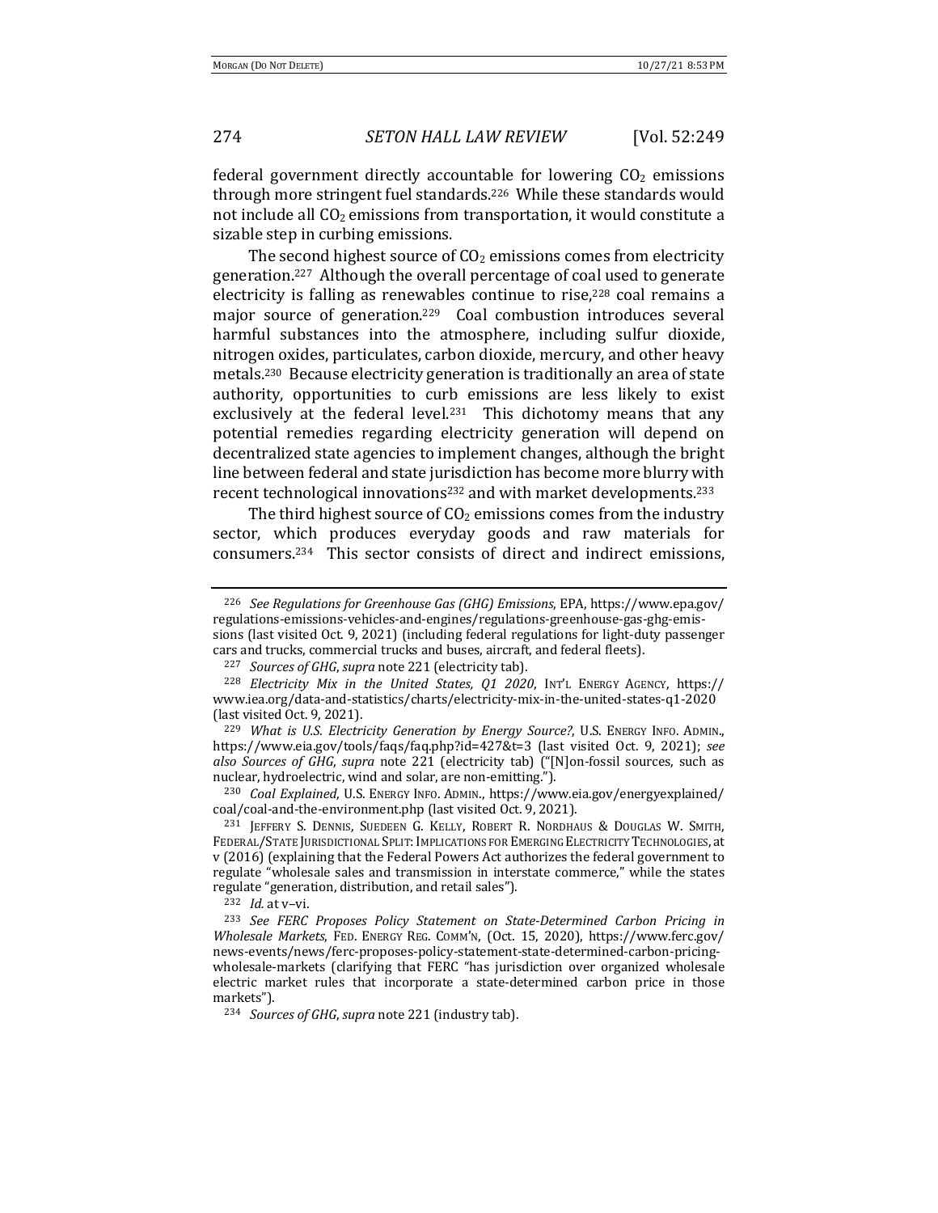federal government directly accountable for lowering $CO_2$ emissions through more stringent fuel standards.[226] While these standards would not include all $CO_2$ emissions from transportation, it would constitute a sizable step in curbing emissions.

The second highest source of $CO_2$ emissions comes from electricity generation.[227] Although the overall percentage of coal used to generate electricity is falling as renewables continue to rise,[228] coal remains a major source of generation.[229] Coal combustion introduces several harmful substances into the atmosphere, including sulfur dioxide, nitrogen oxides, particulates, carbon dioxide, mercury, and other heavy metals.[230] Because electricity generation is traditionally an area of state authority, opportunities to curb emissions are less likely to exist exclusively at the federal level.[231] This dichotomy means that any potential remedies regarding electricity generation will depend on decentralized state agencies to implement changes, although the bright line between federal and state jurisdiction has become more blurry with recent technological innovations[232] and with market developments.[233]

The third highest source of $CO_2$ emissions comes from the industry sector, which produces everyday goods and raw materials for consumers.[234] This sector consists of direct and indirect emissions,

---

[226] *See Regulations for Greenhouse Gas (GHG) Emissions*, EPA, https://www.epa.gov/regulations-emissions-vehicles-and-engines/regulations-greenhouse-gas-ghg-emissions (last visited Oct. 9, 2021) (including federal regulations for light-duty passenger cars and trucks, commercial trucks and buses, aircraft, and federal fleets).

[227] *Sources of GHG*, *supra* note 221 (electricity tab).

[228] *Electricity Mix in the United States, Q1 2020*, INT'L ENERGY AGENCY, https://www.iea.org/data-and-statistics/charts/electricity-mix-in-the-united-states-q1-2020 (last visited Oct. 9, 2021).

[229] *What is U.S. Electricity Generation by Energy Source?*, U.S. ENERGY INFO. ADMIN., https://www.eia.gov/tools/faqs/faq.php?id=427&t=3 (last visited Oct. 9, 2021); *see also Sources of GHG*, *supra* note 221 (electricity tab) ("[N]on-fossil sources, such as nuclear, hydroelectric, wind and solar, are non-emitting.").

[230] *Coal Explained*, U.S. ENERGY INFO. ADMIN., https://www.eia.gov/energyexplained/coal/coal-and-the-environment.php (last visited Oct. 9, 2021).

[231] JEFFERY S. DENNIS, SUEDEEN G. KELLY, ROBERT R. NORDHAUS & DOUGLAS W. SMITH, FEDERAL/STATE JURISDICTIONAL SPLIT: IMPLICATIONS FOR EMERGING ELECTRICITY TECHNOLOGIES, at v (2016) (explaining that the Federal Powers Act authorizes the federal government to regulate "wholesale sales and transmission in interstate commerce," while the states regulate "generation, distribution, and retail sales").

[232] *Id.* at v–vi.

[233] *See FERC Proposes Policy Statement on State-Determined Carbon Pricing in Wholesale Markets*, FED. ENERGY REG. COMM'N, (Oct. 15, 2020), https://www.ferc.gov/news-events/news/ferc-proposes-policy-statement-state-determined-carbon-pricing-wholesale-markets (clarifying that FERC "has jurisdiction over organized wholesale electric market rules that incorporate a state-determined carbon price in those markets").

[234] *Sources of GHG*, *supra* note 221 (industry tab).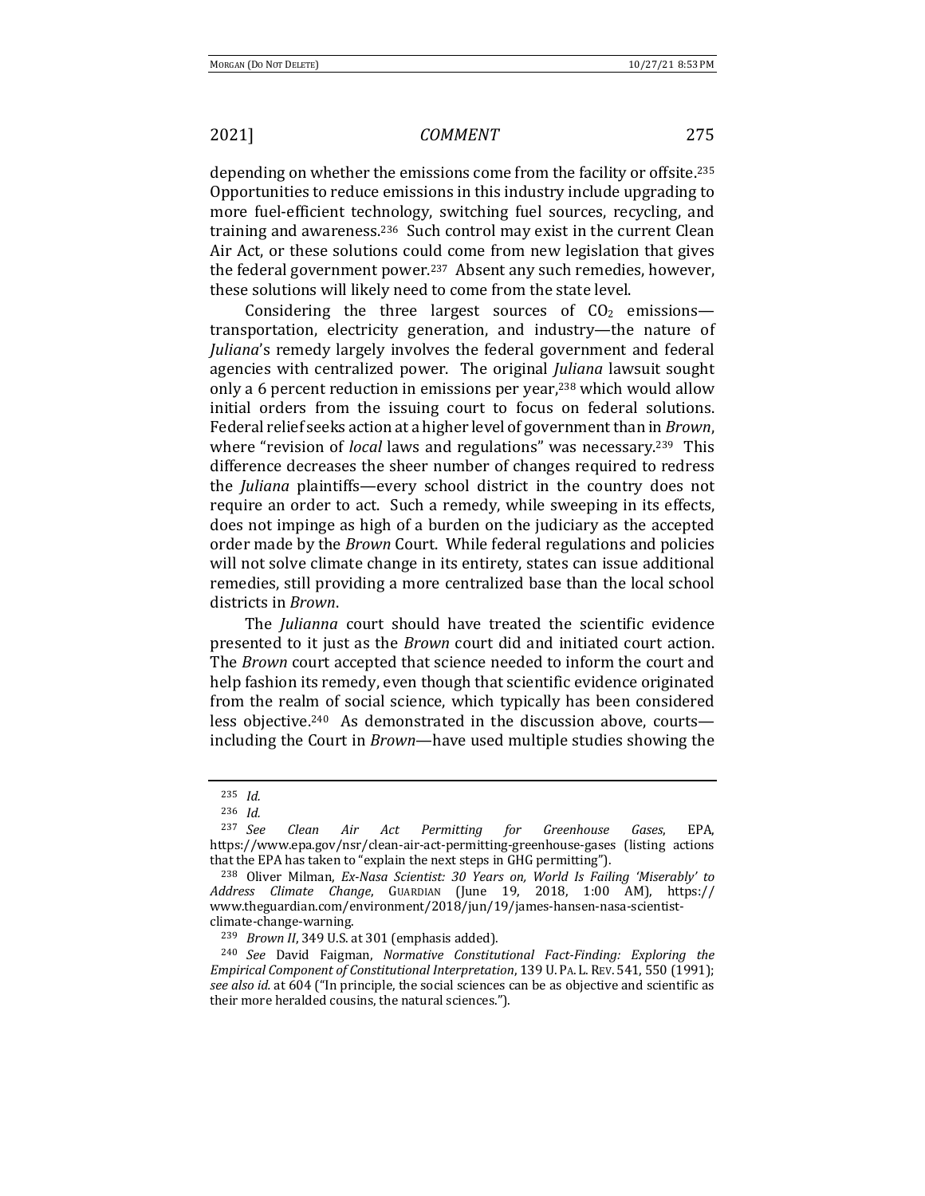depending on whether the emissions come from the facility or offsite.[235] Opportunities to reduce emissions in this industry include upgrading to more fuel-efficient technology, switching fuel sources, recycling, and training and awareness.[236] Such control may exist in the current Clean Air Act, or these solutions could come from new legislation that gives the federal government power.[237] Absent any such remedies, however, these solutions will likely need to come from the state level.

Considering the three largest sources of $CO_2$ emissions—transportation, electricity generation, and industry—the nature of *Juliana*'s remedy largely involves the federal government and federal agencies with centralized power. The original *Juliana* lawsuit sought only a 6 percent reduction in emissions per year,[238] which would allow initial orders from the issuing court to focus on federal solutions. Federal relief seeks action at a higher level of government than in *Brown*, where "revision of *local* laws and regulations" was necessary.[239] This difference decreases the sheer number of changes required to redress the *Juliana* plaintiffs—every school district in the country does not require an order to act. Such a remedy, while sweeping in its effects, does not impinge as high of a burden on the judiciary as the accepted order made by the *Brown* Court. While federal regulations and policies will not solve climate change in its entirety, states can issue additional remedies, still providing a more centralized base than the local school districts in *Brown*.

The *Julianna* court should have treated the scientific evidence presented to it just as the *Brown* court did and initiated court action. The *Brown* court accepted that science needed to inform the court and help fashion its remedy, even though that scientific evidence originated from the realm of social science, which typically has been considered less objective.[240] As demonstrated in the discussion above, courts—including the Court in *Brown*—have used multiple studies showing the

---

[235] *Id.*

[236] *Id.*

[237] *See Clean Air Act Permitting for Greenhouse Gases*, EPA, https://www.epa.gov/nsr/clean-air-act-permitting-greenhouse-gases (listing actions that the EPA has taken to "explain the next steps in GHG permitting").

[238] Oliver Milman, *Ex-Nasa Scientist: 30 Years on, World Is Failing 'Miserably' to Address Climate Change*, GUARDIAN (June 19, 2018, 1:00 AM), https://www.theguardian.com/environment/2018/jun/19/james-hansen-nasa-scientist-climate-change-warning.

[239] *Brown II*, 349 U.S. at 301 (emphasis added).

[240] *See* David Faigman, *Normative Constitutional Fact-Finding: Exploring the Empirical Component of Constitutional Interpretation*, 139 U. PA. L. REV. 541, 550 (1991); *see also id.* at 604 ("In principle, the social sciences can be as objective and scientific as their more heralded cousins, the natural sciences.").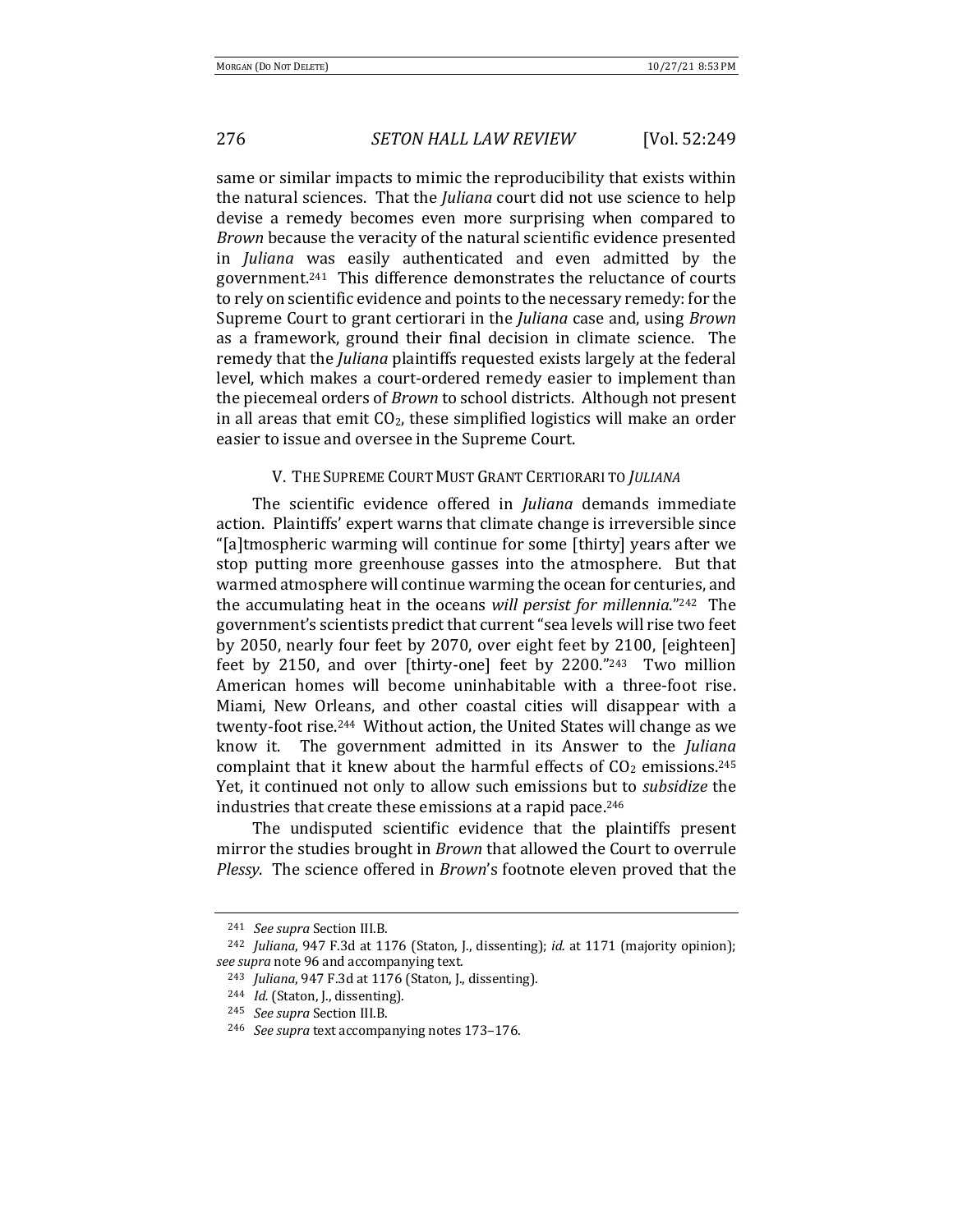same or similar impacts to mimic the reproducibility that exists within the natural sciences. That the *Juliana* court did not use science to help devise a remedy becomes even more surprising when compared to *Brown* because the veracity of the natural scientific evidence presented in *Juliana* was easily authenticated and even admitted by the government.[241] This difference demonstrates the reluctance of courts to rely on scientific evidence and points to the necessary remedy: for the Supreme Court to grant certiorari in the *Juliana* case and, using *Brown* as a framework, ground their final decision in climate science. The remedy that the *Juliana* plaintiffs requested exists largely at the federal level, which makes a court-ordered remedy easier to implement than the piecemeal orders of *Brown* to school districts. Although not present in all areas that emit $CO_2$, these simplified logistics will make an order easier to issue and oversee in the Supreme Court.

## V. THE SUPREME COURT MUST GRANT CERTIORARI TO *JULIANA*

The scientific evidence offered in *Juliana* demands immediate action. Plaintiffs' expert warns that climate change is irreversible since "[a]tmospheric warming will continue for some [thirty] years after we stop putting more greenhouse gasses into the atmosphere. But that warmed atmosphere will continue warming the ocean for centuries, and the accumulating heat in the oceans *will persist for millennia*."[242] The government's scientists predict that current "sea levels will rise two feet by 2050, nearly four feet by 2070, over eight feet by 2100, [eighteen] feet by 2150, and over [thirty-one] feet by 2200."[243] Two million American homes will become uninhabitable with a three-foot rise. Miami, New Orleans, and other coastal cities will disappear with a twenty-foot rise.[244] Without action, the United States will change as we know it. The government admitted in its Answer to the *Juliana* complaint that it knew about the harmful effects of $CO_2$ emissions.[245] Yet, it continued not only to allow such emissions but to *subsidize* the industries that create these emissions at a rapid pace.[246]

The undisputed scientific evidence that the plaintiffs present mirror the studies brought in *Brown* that allowed the Court to overrule *Plessy*. The science offered in *Brown*'s footnote eleven proved that the

---

[241] *See supra* Section III.B.

[242] *Juliana*, 947 F.3d at 1176 (Staton, J., dissenting); *id.* at 1171 (majority opinion); *see supra* note 96 and accompanying text.

[243] *Juliana*, 947 F.3d at 1176 (Staton, J., dissenting).

[244] *Id.* (Staton, J., dissenting).

[245] *See supra* Section III.B.

[246] *See supra* text accompanying notes 173–176.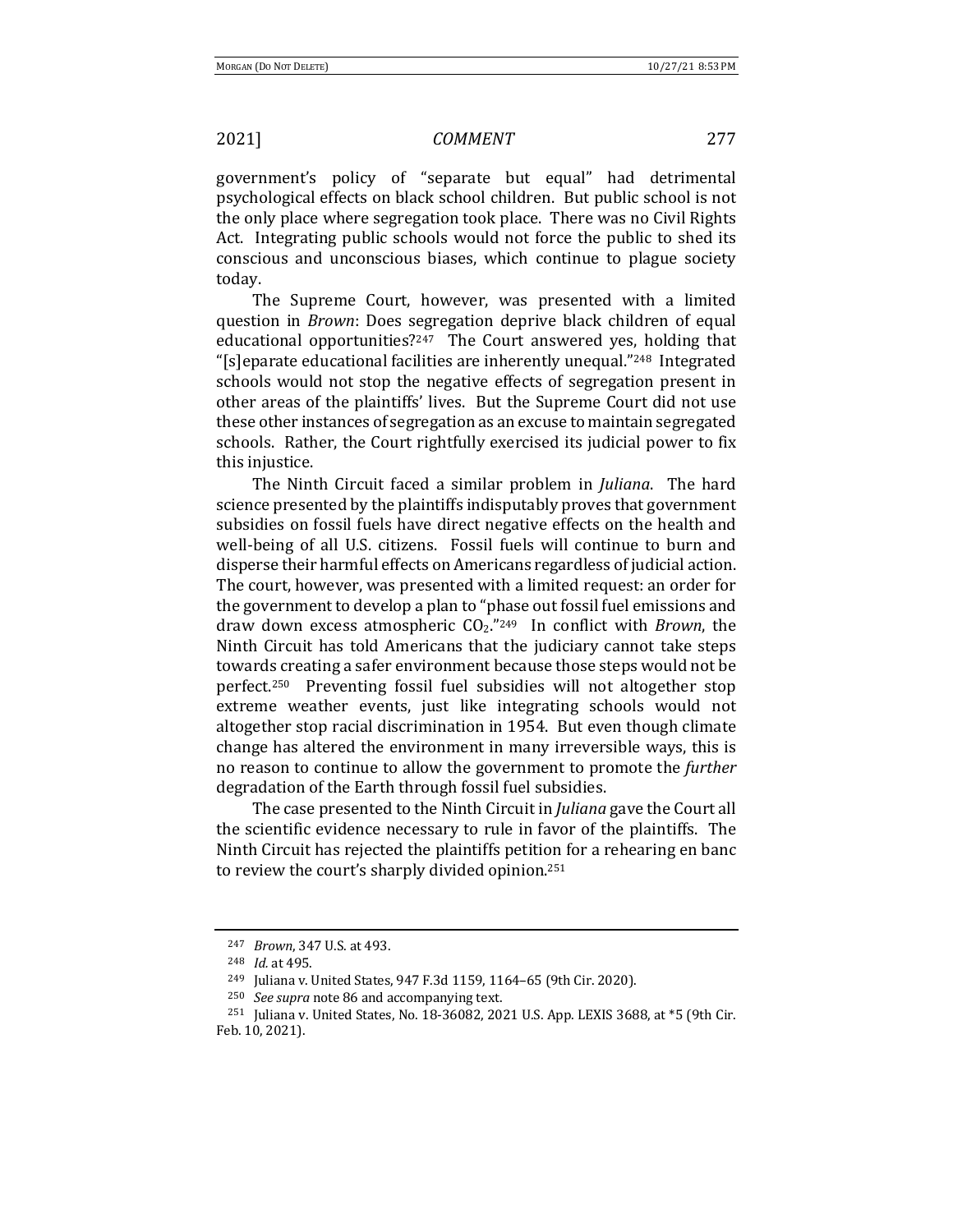government's policy of "separate but equal" had detrimental psychological effects on black school children. But public school is not the only place where segregation took place. There was no Civil Rights Act. Integrating public schools would not force the public to shed its conscious and unconscious biases, which continue to plague society today.

The Supreme Court, however, was presented with a limited question in *Brown*: Does segregation deprive black children of equal educational opportunities?[247] The Court answered yes, holding that "[s]eparate educational facilities are inherently unequal."[248] Integrated schools would not stop the negative effects of segregation present in other areas of the plaintiffs' lives. But the Supreme Court did not use these other instances of segregation as an excuse to maintain segregated schools. Rather, the Court rightfully exercised its judicial power to fix this injustice.

The Ninth Circuit faced a similar problem in *Juliana*. The hard science presented by the plaintiffs indisputably proves that government subsidies on fossil fuels have direct negative effects on the health and well-being of all U.S. citizens. Fossil fuels will continue to burn and disperse their harmful effects on Americans regardless of judicial action. The court, however, was presented with a limited request: an order for the government to develop a plan to "phase out fossil fuel emissions and draw down excess atmospheric $CO_2$."[249] In conflict with *Brown*, the Ninth Circuit has told Americans that the judiciary cannot take steps towards creating a safer environment because those steps would not be perfect.[250] Preventing fossil fuel subsidies will not altogether stop extreme weather events, just like integrating schools would not altogether stop racial discrimination in 1954. But even though climate change has altered the environment in many irreversible ways, this is no reason to continue to allow the government to promote the *further* degradation of the Earth through fossil fuel subsidies.

The case presented to the Ninth Circuit in *Juliana* gave the Court all the scientific evidence necessary to rule in favor of the plaintiffs. The Ninth Circuit has rejected the plaintiffs petition for a rehearing en banc to review the court's sharply divided opinion.[251]

---

[247] *Brown*, 347 U.S. at 493.

[248] *Id.* at 495.

[249] Juliana v. United States, 947 F.3d 1159, 1164–65 (9th Cir. 2020).

[250] *See supra* note 86 and accompanying text.

[251] Juliana v. United States, No. 18-36082, 2021 U.S. App. LEXIS 3688, at *5 (9th Cir. Feb. 10, 2021).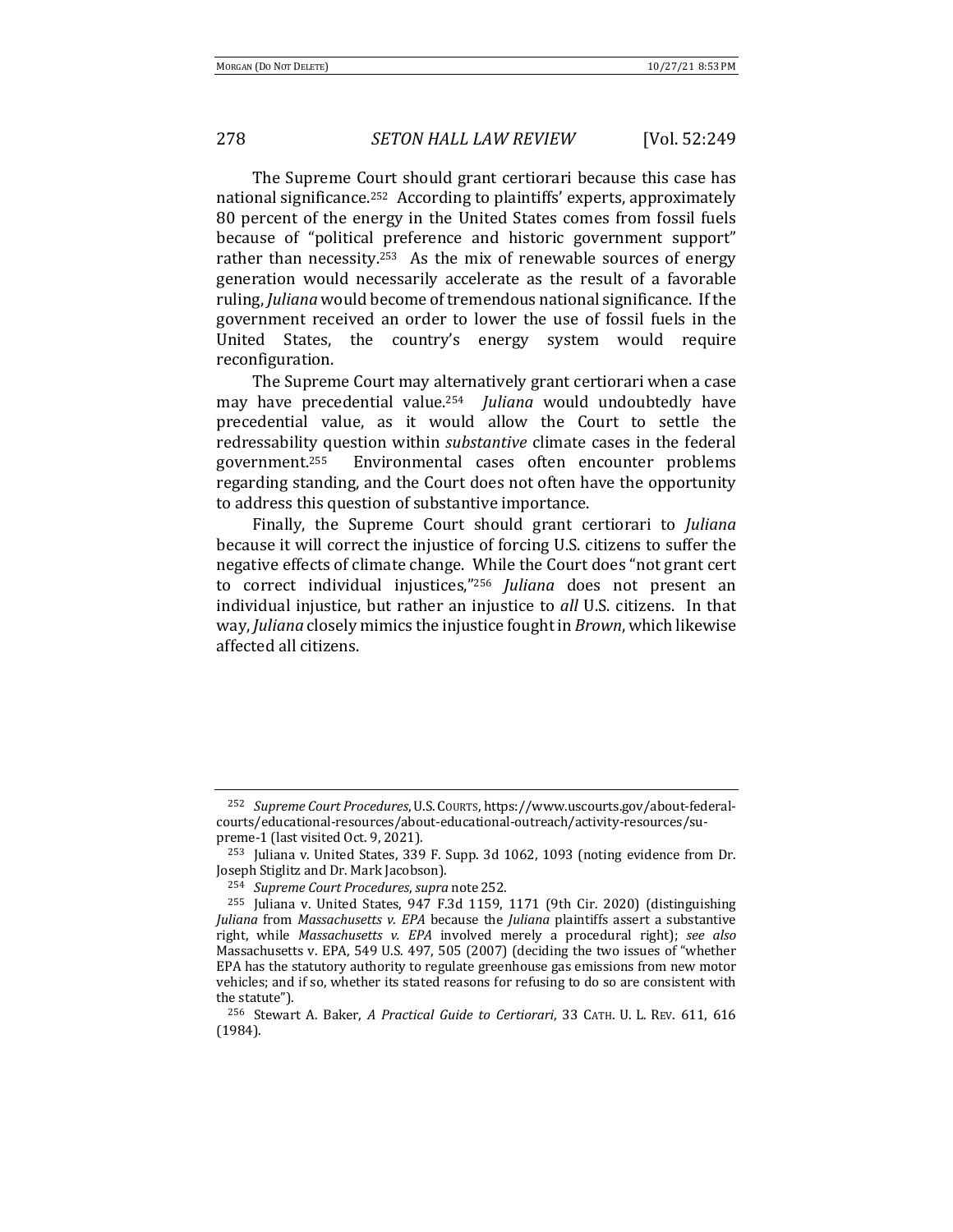The Supreme Court should grant certiorari because this case has national significance.[252] According to plaintiffs' experts, approximately 80 percent of the energy in the United States comes from fossil fuels because of "political preference and historic government support" rather than necessity.[253] As the mix of renewable sources of energy generation would necessarily accelerate as the result of a favorable ruling, *Juliana* would become of tremendous national significance. If the government received an order to lower the use of fossil fuels in the United States, the country's energy system would require reconfiguration.

The Supreme Court may alternatively grant certiorari when a case may have precedential value.[254] *Juliana* would undoubtedly have precedential value, as it would allow the Court to settle the redressability question within *substantive* climate cases in the federal government.[255] Environmental cases often encounter problems regarding standing, and the Court does not often have the opportunity to address this question of substantive importance.

Finally, the Supreme Court should grant certiorari to *Juliana* because it will correct the injustice of forcing U.S. citizens to suffer the negative effects of climate change. While the Court does "not grant cert to correct individual injustices,"[256] *Juliana* does not present an individual injustice, but rather an injustice to *all* U.S. citizens. In that way, *Juliana* closely mimics the injustice fought in *Brown*, which likewise affected all citizens.

---

[252] *Supreme Court Procedures*, U.S. COURTS, https://www.uscourts.gov/about-federal-courts/educational-resources/about-educational-outreach/activity-resources/supreme-1 (last visited Oct. 9, 2021).

[253] Juliana v. United States, 339 F. Supp. 3d 1062, 1093 (noting evidence from Dr. Joseph Stiglitz and Dr. Mark Jacobson).

[254] *Supreme Court Procedures*, *supra* note 252.

[255] Juliana v. United States, 947 F.3d 1159, 1171 (9th Cir. 2020) (distinguishing *Juliana* from *Massachusetts v. EPA* because the *Juliana* plaintiffs assert a substantive right, while *Massachusetts v. EPA* involved merely a procedural right); *see also* Massachusetts v. EPA, 549 U.S. 497, 505 (2007) (deciding the two issues of "whether EPA has the statutory authority to regulate greenhouse gas emissions from new motor vehicles; and if so, whether its stated reasons for refusing to do so are consistent with the statute").

[256] Stewart A. Baker, *A Practical Guide to Certiorari*, 33 CATH. U. L. REV. 611, 616 (1984).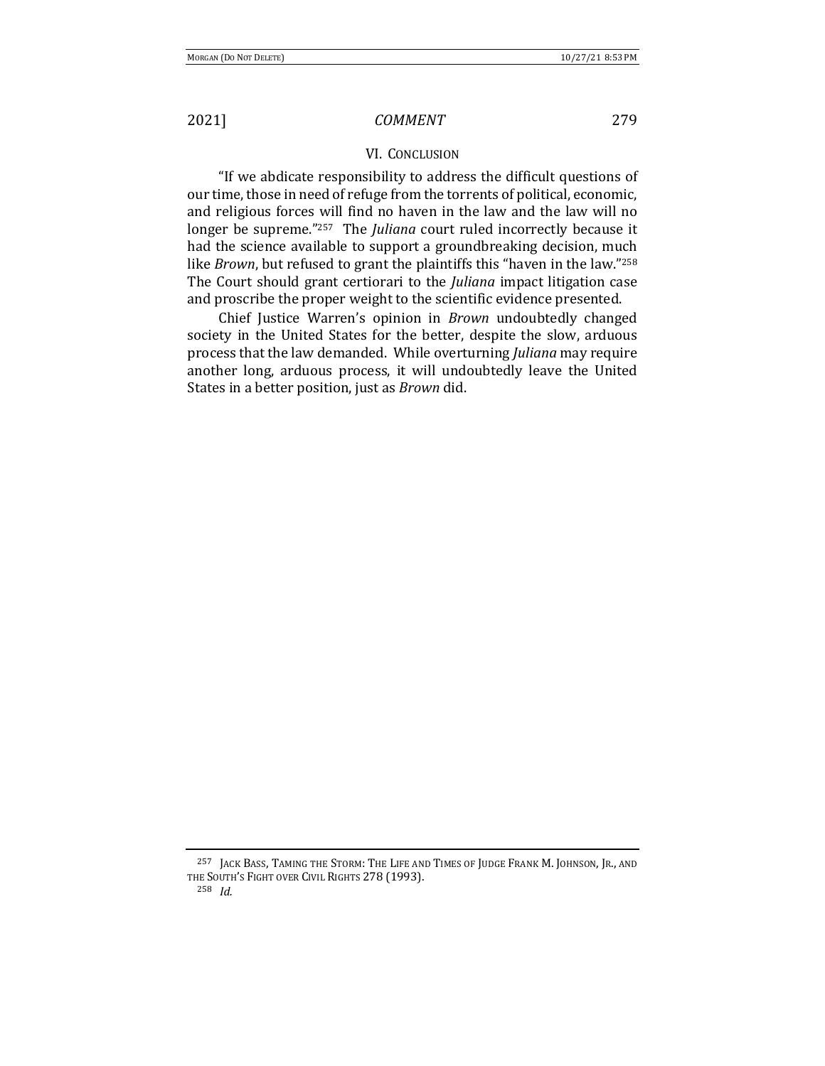## VI. Conclusion

"If we abdicate responsibility to address the difficult questions of our time, those in need of refuge from the torrents of political, economic, and religious forces will find no haven in the law and the law will no longer be supreme."[257] The *Juliana* court ruled incorrectly because it had the science available to support a groundbreaking decision, much like *Brown*, but refused to grant the plaintiffs this "haven in the law."[258] The Court should grant certiorari to the *Juliana* impact litigation case and proscribe the proper weight to the scientific evidence presented.

Chief Justice Warren's opinion in *Brown* undoubtedly changed society in the United States for the better, despite the slow, arduous process that the law demanded. While overturning *Juliana* may require another long, arduous process, it will undoubtedly leave the United States in a better position, just as *Brown* did.

---

[257] Jack Bass, Taming the Storm: The Life and Times of Judge Frank M. Johnson, Jr., and the South's Fight over Civil Rights 278 (1993).

[258] *Id.*